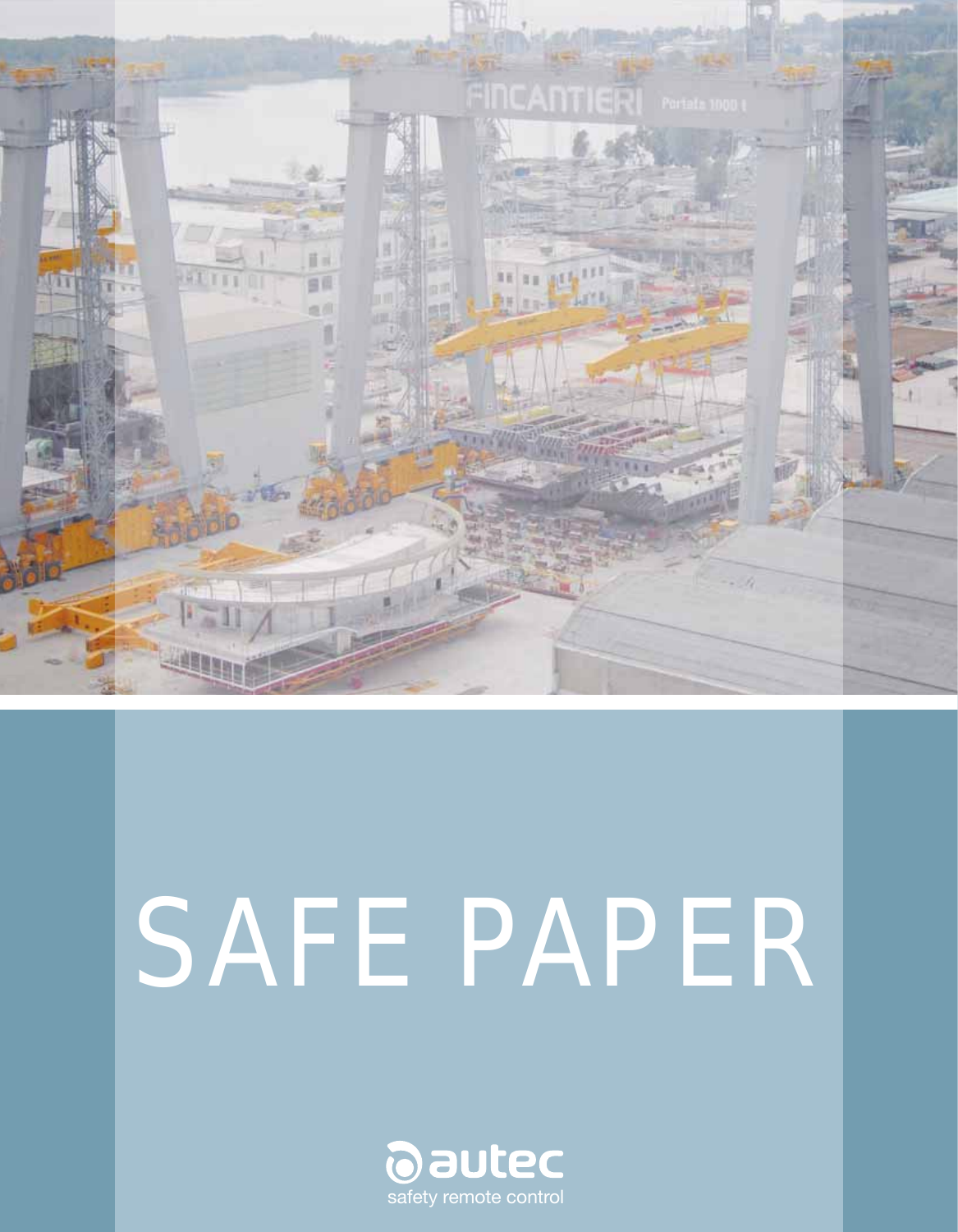# SAFE PAPER

autec

safety remote control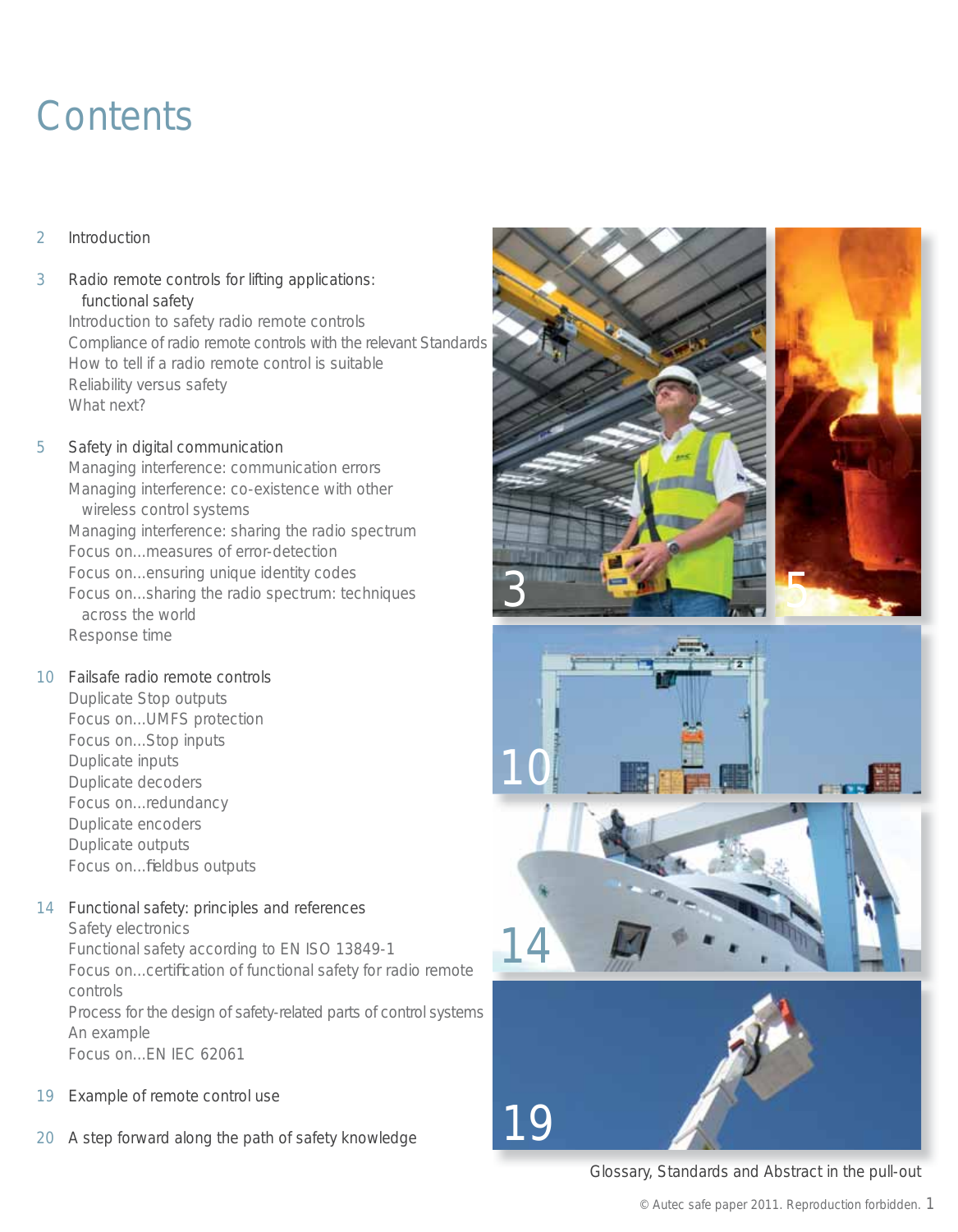# Contents

2 Introduction

3 Radio remote controls for lifting applications: functional safety
- Introduction to safety radio remote controls
- Compliance of radio remote controls with the relevant Standards
- How to tell if a radio remote control is suitable
- Reliability versus safety
- What next?

5 Safety in digital communication
- Managing interference: communication errors
- Managing interference: co-existence with other wireless control systems
- Managing interference: sharing the radio spectrum
- Focus on...measures of error-detection
- Focus on...ensuring unique identity codes
- Focus on...sharing the radio spectrum: techniques across the world
- Response time

10 Failsafe radio remote controls
- Duplicate Stop outputs
- Focus on...UMFS protection
- Focus on...Stop inputs
- Duplicate inputs
- Duplicate decoders
- Focus on...redundancy
- Duplicate encoders
- Duplicate outputs
- Focus on...fieldbus outputs

14 Functional safety: principles and references
- Safety electronics
- Functional safety according to EN ISO 13849-1
- Focus on...certification of functional safety for radio remote controls
- Process for the design of safety-related parts of control systems
- An example
- Focus on...EN IEC 62061

19 Example of remote control use

20 A step forward along the path of safety knowledge

Glossary, Standards and Abstract in the pull-out

© Autec safe paper 2011. Reproduction forbidden.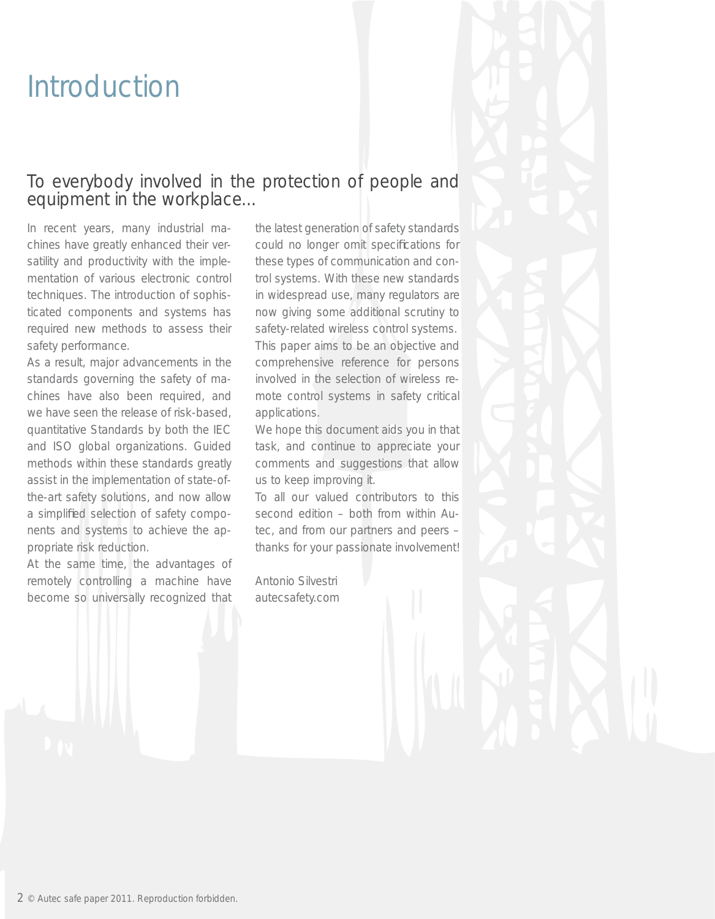# Introduction

## To everybody involved in the protection of people and equipment in the workplace...

In recent years, many industrial machines have greatly enhanced their versatility and productivity with the implementation of various electronic control techniques. The introduction of sophisticated components and systems has required new methods to assess their safety performance.

As a result, major advancements in the standards governing the safety of machines have also been required, and we have seen the release of risk-based, quantitative Standards by both the IEC and ISO global organizations. Guided methods within these standards greatly assist in the implementation of state-of-the-art safety solutions, and now allow a simplified selection of safety components and systems to achieve the appropriate risk reduction.

At the same time, the advantages of remotely controlling a machine have become so universally recognized that the latest generation of safety standards could no longer omit specifications for these types of communication and control systems. With these new standards in widespread use, many regulators are now giving some additional scrutiny to safety-related wireless control systems.

This paper aims to be an objective and comprehensive reference for persons involved in the selection of wireless remote control systems in safety critical applications.

We hope this document aids you in that task, and continue to appreciate your comments and suggestions that allow us to keep improving it.

To all our valued contributors to this second edition – both from within Autec, and from our partners and peers – thanks for your passionate involvement!

Antonio Silvestri
autecsafety.com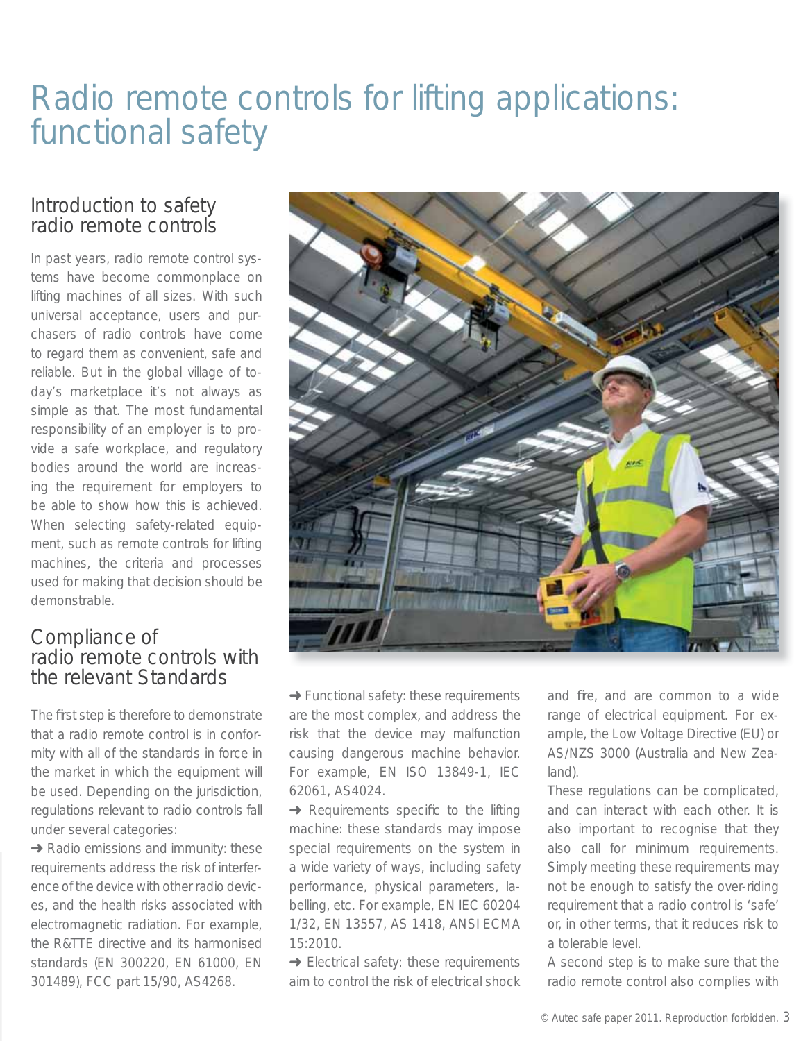# Radio remote controls for lifting applications: functional safety

## Introduction to safety radio remote controls

In past years, radio remote control systems have become commonplace on lifting machines of all sizes. With such universal acceptance, users and purchasers of radio controls have come to regard them as convenient, safe and reliable. But in the global village of today's marketplace it's not always as simple as that. The most fundamental responsibility of an employer is to provide a safe workplace, and regulatory bodies around the world are increasing the requirement for employers to be able to show how this is achieved. When selecting safety-related equipment, such as remote controls for lifting machines, the criteria and processes used for making that decision should be demonstrable.

## Compliance of radio remote controls with the relevant Standards

The first step is therefore to demonstrate that a radio remote control is in conformity with all of the standards in force in the market in which the equipment will be used. Depending on the jurisdiction, regulations relevant to radio controls fall under several categories:

➜ Radio emissions and immunity: these requirements address the risk of interference of the device with other radio devices, and the health risks associated with electromagnetic radiation. For example, the R&TTE directive and its harmonised standards (EN 300220, EN 61000, EN 301489), FCC part 15/90, AS4268.

➜ Functional safety: these requirements are the most complex, and address the risk that the device may malfunction causing dangerous machine behavior. For example, EN ISO 13849-1, IEC 62061, AS4024.

➜ Requirements specific to the lifting machine: these standards may impose special requirements on the system in a wide variety of ways, including safety performance, physical parameters, labelling, etc. For example, EN IEC 60204 1/32, EN 13557, AS 1418, ANSI ECMA 15:2010.

➜ Electrical safety: these requirements aim to control the risk of electrical shock and fire, and are common to a wide range of electrical equipment. For example, the Low Voltage Directive (EU) or AS/NZS 3000 (Australia and New Zealand).

These regulations can be complicated, and can interact with each other. It is also important to recognise that they also call for minimum requirements. Simply meeting these requirements may not be enough to satisfy the over-riding requirement that a radio control is 'safe' or, in other terms, that it reduces risk to a tolerable level.

A second step is to make sure that the radio remote control also complies with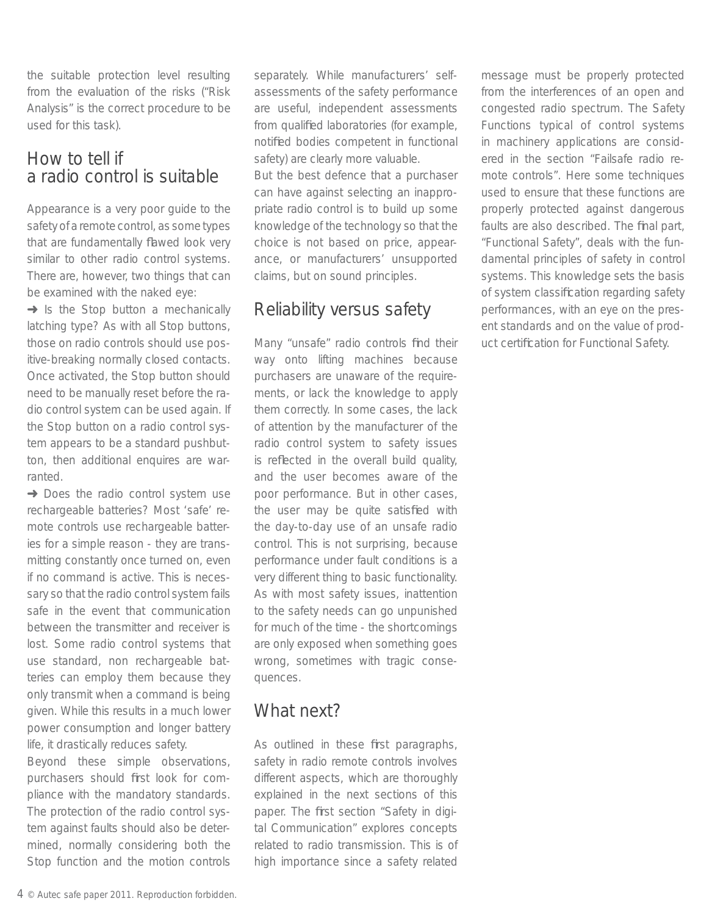the suitable protection level resulting from the evaluation of the risks ("Risk Analysis" is the correct procedure to be used for this task).

## How to tell if a radio control is suitable

Appearance is a very poor guide to the safety of a remote control, as some types that are fundamentally flawed look very similar to other radio control systems. There are, however, two things that can be examined with the naked eye:

➜ Is the Stop button a mechanically latching type? As with all Stop buttons, those on radio controls should use positive-breaking normally closed contacts. Once activated, the Stop button should need to be manually reset before the radio control system can be used again. If the Stop button on a radio control system appears to be a standard pushbutton, then additional enquires are warranted.

➜ Does the radio control system use rechargeable batteries? Most 'safe' remote controls use rechargeable batteries for a simple reason - they are transmitting constantly once turned on, even if no command is active. This is necessary so that the radio control system fails safe in the event that communication between the transmitter and receiver is lost. Some radio control systems that use standard, non rechargeable batteries can employ them because they only transmit when a command is being given. While this results in a much lower power consumption and longer battery life, it drastically reduces safety.

Beyond these simple observations, purchasers should first look for compliance with the mandatory standards. The protection of the radio control system against faults should also be determined, normally considering both the Stop function and the motion controls separately. While manufacturers' self-assessments of the safety performance are useful, independent assessments from qualified laboratories (for example, notified bodies competent in functional safety) are clearly more valuable.

But the best defence that a purchaser can have against selecting an inappropriate radio control is to build up some knowledge of the technology so that the choice is not based on price, appearance, or manufacturers' unsupported claims, but on sound principles.

## Reliability versus safety

Many "unsafe" radio controls find their way onto lifting machines because purchasers are unaware of the requirements, or lack the knowledge to apply them correctly. In some cases, the lack of attention by the manufacturer of the radio control system to safety issues is reflected in the overall build quality, and the user becomes aware of the poor performance. But in other cases, the user may be quite satisfied with the day-to-day use of an unsafe radio control. This is not surprising, because performance under fault conditions is a very different thing to basic functionality. As with most safety issues, inattention to the safety needs can go unpunished for much of the time - the shortcomings are only exposed when something goes wrong, sometimes with tragic consequences.

## What next?

As outlined in these first paragraphs, safety in radio remote controls involves different aspects, which are thoroughly explained in the next sections of this paper. The first section "Safety in digital Communication" explores concepts related to radio transmission. This is of high importance since a safety related message must be properly protected from the interferences of an open and congested radio spectrum. The Safety Functions typical of control systems in machinery applications are considered in the section "Failsafe radio remote controls". Here some techniques used to ensure that these functions are properly protected against dangerous faults are also described. The final part, "Functional Safety", deals with the fundamental principles of safety in control systems. This knowledge sets the basis of system classification regarding safety performances, with an eye on the present standards and on the value of product certification for Functional Safety.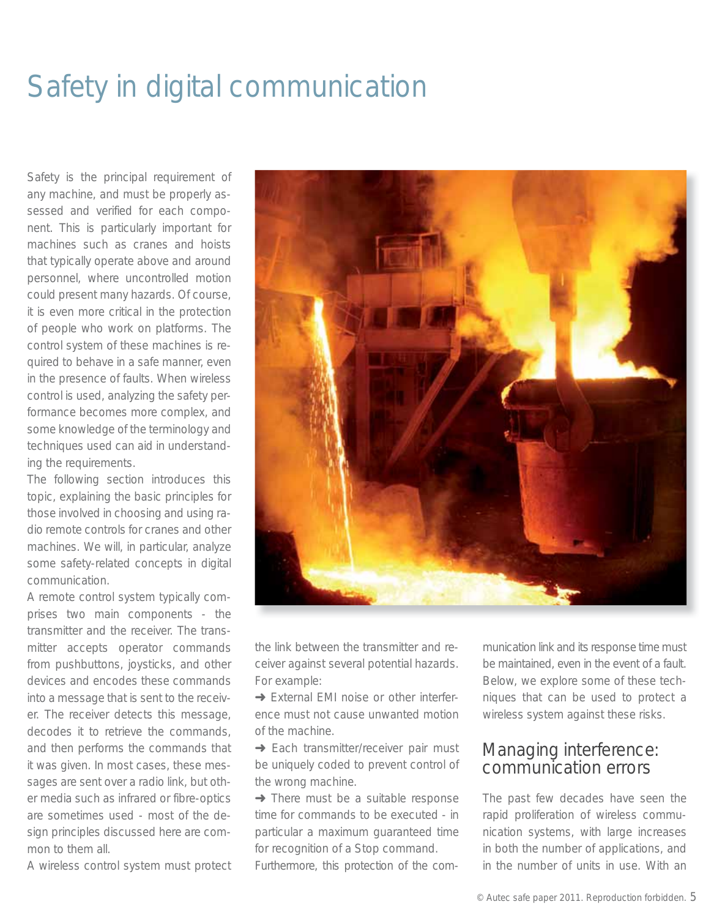# Safety in digital communication

Safety is the principal requirement of any machine, and must be properly assessed and verified for each component. This is particularly important for machines such as cranes and hoists that typically operate above and around personnel, where uncontrolled motion could present many hazards. Of course, it is even more critical in the protection of people who work on platforms. The control system of these machines is required to behave in a safe manner, even in the presence of faults. When wireless control is used, analyzing the safety performance becomes more complex, and some knowledge of the terminology and techniques used can aid in understanding the requirements.

The following section introduces this topic, explaining the basic principles for those involved in choosing and using radio remote controls for cranes and other machines. We will, in particular, analyze some safety-related concepts in digital communication.

A remote control system typically comprises two main components - the transmitter and the receiver. The transmitter accepts operator commands from pushbuttons, joysticks, and other devices and encodes these commands into a message that is sent to the receiver. The receiver detects this message, decodes it to retrieve the commands, and then performs the commands that it was given. In most cases, these messages are sent over a radio link, but other media such as infrared or fibre-optics are sometimes used - most of the design principles discussed here are common to them all.

A wireless control system must protect the link between the transmitter and receiver against several potential hazards. For example:

➜ External EMI noise or other interference must not cause unwanted motion of the machine.

➜ Each transmitter/receiver pair must be uniquely coded to prevent control of the wrong machine.

➜ There must be a suitable response time for commands to be executed - in particular a maximum guaranteed time for recognition of a Stop command.

Furthermore, this protection of the communication link and its response time must be maintained, even in the event of a fault. Below, we explore some of these techniques that can be used to protect a wireless system against these risks.

## Managing interference: communication errors

The past few decades have seen the rapid proliferation of wireless communication systems, with large increases in both the number of applications, and in the number of units in use. With an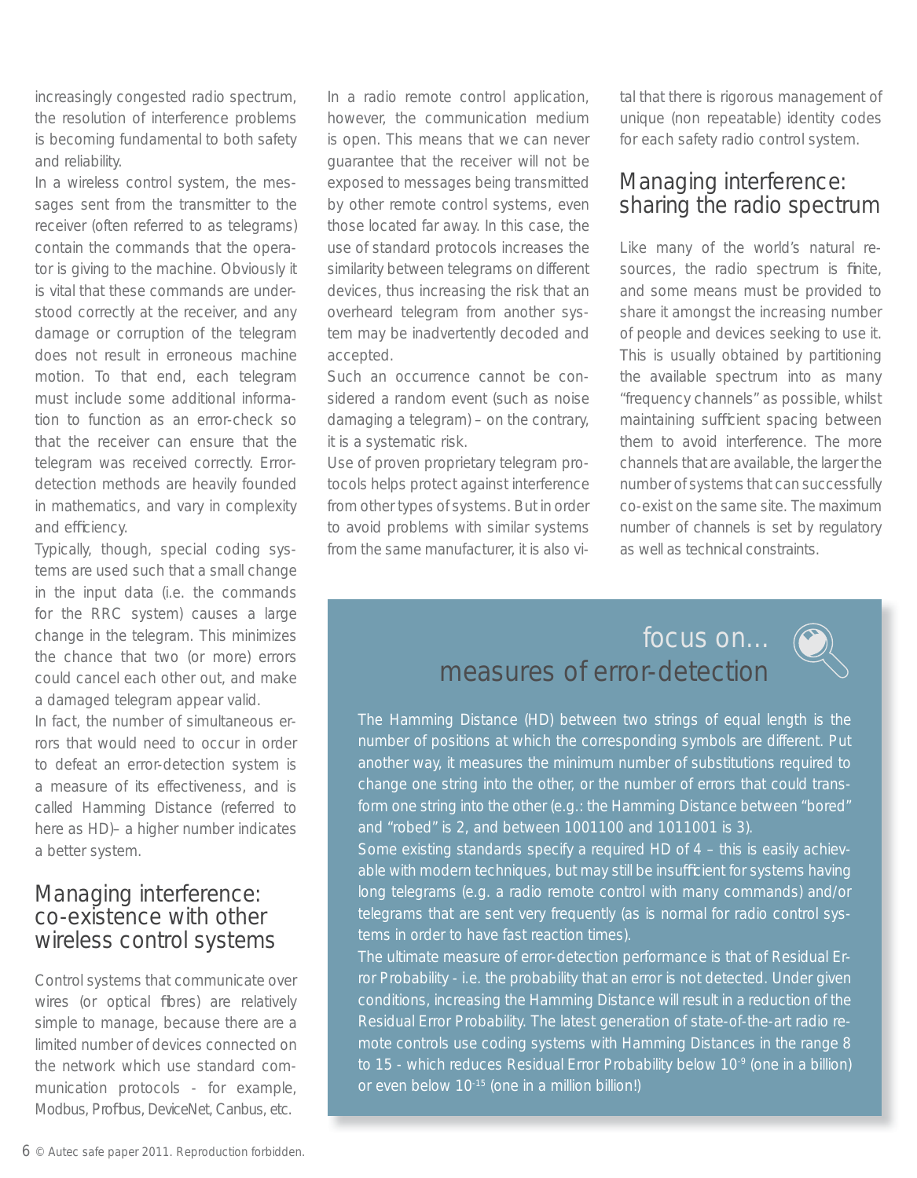increasingly congested radio spectrum, the resolution of interference problems is becoming fundamental to both safety and reliability.

In a wireless control system, the messages sent from the transmitter to the receiver (often referred to as telegrams) contain the commands that the operator is giving to the machine. Obviously it is vital that these commands are understood correctly at the receiver, and any damage or corruption of the telegram does not result in erroneous machine motion. To that end, each telegram must include some additional information to function as an error-check so that the receiver can ensure that the telegram was received correctly. Error-detection methods are heavily founded in mathematics, and vary in complexity and efficiency.

Typically, though, special coding systems are used such that a small change in the input data (i.e. the commands for the RRC system) causes a large change in the telegram. This minimizes the chance that two (or more) errors could cancel each other out, and make a damaged telegram appear valid.

In fact, the number of simultaneous errors that would need to occur in order to defeat an error-detection system is a measure of its effectiveness, and is called Hamming Distance (referred to here as HD)– a higher number indicates a better system.

## Managing interference: co-existence with other wireless control systems

Control systems that communicate over wires (or optical fibres) are relatively simple to manage, because there are a limited number of devices connected on the network which use standard communication protocols - for example, Modbus, Profibus, DeviceNet, Canbus, etc.

In a radio remote control application, however, the communication medium is open. This means that we can never guarantee that the receiver will not be exposed to messages being transmitted by other remote control systems, even those located far away. In this case, the use of standard protocols increases the similarity between telegrams on different devices, thus increasing the risk that an overheard telegram from another system may be inadvertently decoded and accepted.

Such an occurrence cannot be considered a random event (such as noise damaging a telegram) – on the contrary, it is a systematic risk.

Use of proven proprietary telegram protocols helps protect against interference from other types of systems. But in order to avoid problems with similar systems from the same manufacturer, it is also vital that there is rigorous management of unique (non repeatable) identity codes for each safety radio control system.

## Managing interference: sharing the radio spectrum

Like many of the world's natural resources, the radio spectrum is finite, and some means must be provided to share it amongst the increasing number of people and devices seeking to use it. This is usually obtained by partitioning the available spectrum into as many "frequency channels" as possible, whilst maintaining sufficient spacing between them to avoid interference. The more channels that are available, the larger the number of systems that can successfully co-exist on the same site. The maximum number of channels is set by regulatory as well as technical constraints.

### focus on... measures of error-detection

The Hamming Distance (HD) between two strings of equal length is the number of positions at which the corresponding symbols are different. Put another way, it measures the minimum number of substitutions required to change one string into the other, or the number of errors that could transform one string into the other (e.g.: the Hamming Distance between "bored" and "robed" is 2, and between 1001100 and 1011001 is 3).

Some existing standards specify a required HD of 4 – this is easily achievable with modern techniques, but may still be insufficient for systems having long telegrams (e.g. a radio remote control with many commands) and/or telegrams that are sent very frequently (as is normal for radio control systems in order to have fast reaction times).

The ultimate measure of error-detection performance is that of Residual Error Probability - i.e. the probability that an error is not detected. Under given conditions, increasing the Hamming Distance will result in a reduction of the Residual Error Probability. The latest generation of state-of-the-art radio remote controls use coding systems with Hamming Distances in the range 8 to 15 - which reduces Residual Error Probability below $10^{-9}$ (one in a billion) or even below $10^{-15}$ (one in a million billion!)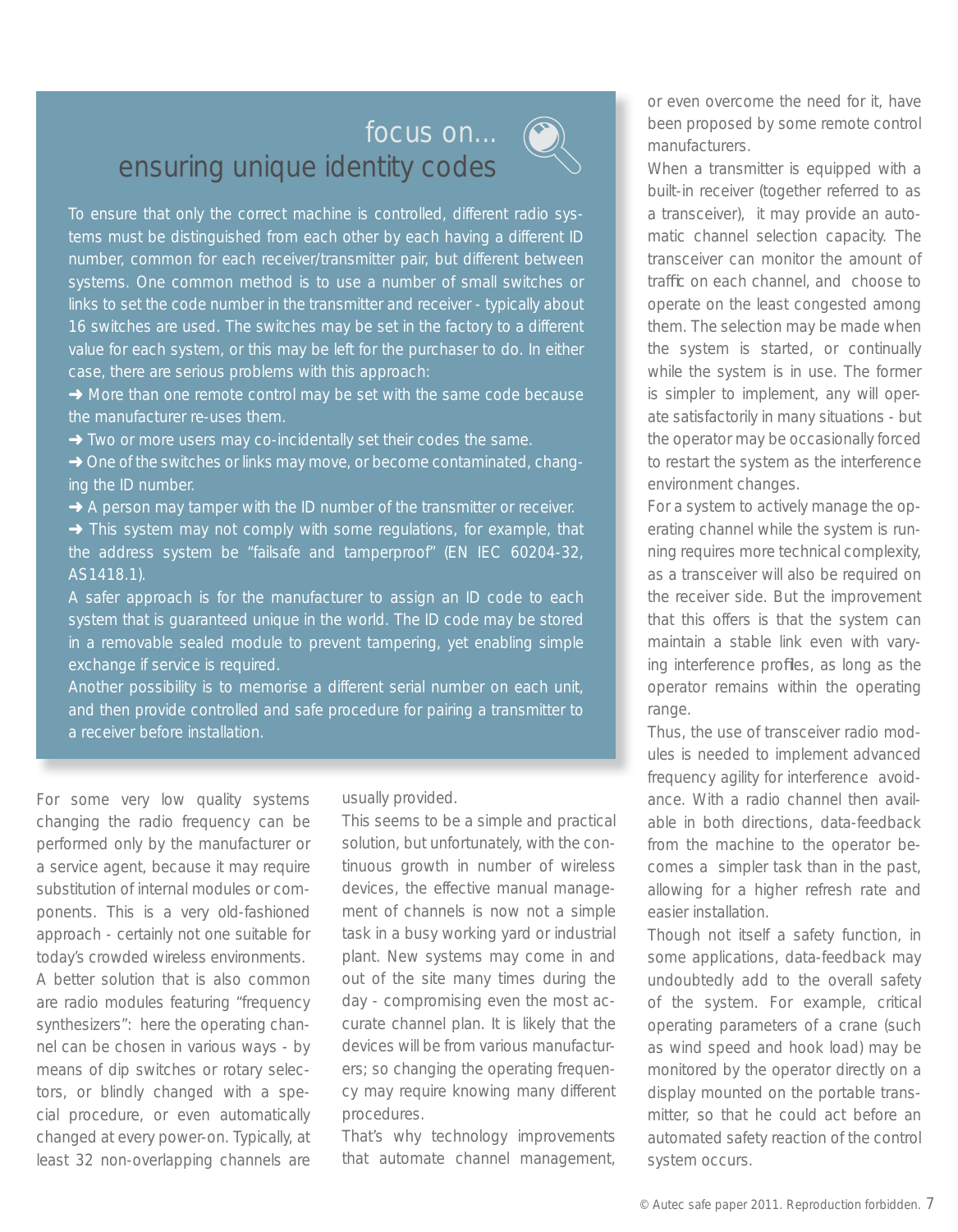## focus on...
## ensuring unique identity codes

To ensure that only the correct machine is controlled, different radio systems must be distinguished from each other by each having a different ID number, common for each receiver/transmitter pair, but different between systems. One common method is to use a number of small switches or links to set the code number in the transmitter and receiver - typically about 16 switches are used. The switches may be set in the factory to a different value for each system, or this may be left for the purchaser to do. In either case, there are serious problems with this approach:

➜ More than one remote control may be set with the same code because the manufacturer re-uses them.
➜ Two or more users may co-incidentally set their codes the same.
➜ One of the switches or links may move, or become contaminated, changing the ID number.
➜ A person may tamper with the ID number of the transmitter or receiver.
➜ This system may not comply with some regulations, for example, that the address system be “failsafe and tamperproof” (EN IEC 60204-32, AS1418.1).

A safer approach is for the manufacturer to assign an ID code to each system that is guaranteed unique in the world. The ID code may be stored in a removable sealed module to prevent tampering, yet enabling simple exchange if service is required.

Another possibility is to memorise a different serial number on each unit, and then provide controlled and safe procedure for pairing a transmitter to a receiver before installation.

For some very low quality systems changing the radio frequency can be performed only by the manufacturer or a service agent, because it may require substitution of internal modules or components. This is a very old-fashioned approach - certainly not one suitable for today’s crowded wireless environments.

A better solution that is also common are radio modules featuring “frequency synthesizers”: here the operating channel can be chosen in various ways - by means of dip switches or rotary selectors, or blindly changed with a special procedure, or even automatically changed at every power-on. Typically, at least 32 non-overlapping channels are usually provided.

This seems to be a simple and practical solution, but unfortunately, with the continuous growth in number of wireless devices, the effective manual management of channels is now not a simple task in a busy working yard or industrial plant. New systems may come in and out of the site many times during the day - compromising even the most accurate channel plan. It is likely that the devices will be from various manufacturers; so changing the operating frequency may require knowing many different procedures.

That’s why technology improvements that automate channel management, or even overcome the need for it, have been proposed by some remote control manufacturers.

When a transmitter is equipped with a built-in receiver (together referred to as a transceiver), it may provide an automatic channel selection capacity. The transceiver can monitor the amount of traffic on each channel, and choose to operate on the least congested among them. The selection may be made when the system is started, or continually while the system is in use. The former is simpler to implement, any will operate satisfactorily in many situations - but the operator may be occasionally forced to restart the system as the interference environment changes.

For a system to actively manage the operating channel while the system is running requires more technical complexity, as a transceiver will also be required on the receiver side. But the improvement that this offers is that the system can maintain a stable link even with varying interference profiles, as long as the operator remains within the operating range.

Thus, the use of transceiver radio modules is needed to implement advanced frequency agility for interference avoidance. With a radio channel then available in both directions, data-feedback from the machine to the operator becomes a simpler task than in the past, allowing for a higher refresh rate and easier installation.

Though not itself a safety function, in some applications, data-feedback may undoubtedly add to the overall safety of the system. For example, critical operating parameters of a crane (such as wind speed and hook load) may be monitored by the operator directly on a display mounted on the portable transmitter, so that he could act before an automated safety reaction of the control system occurs.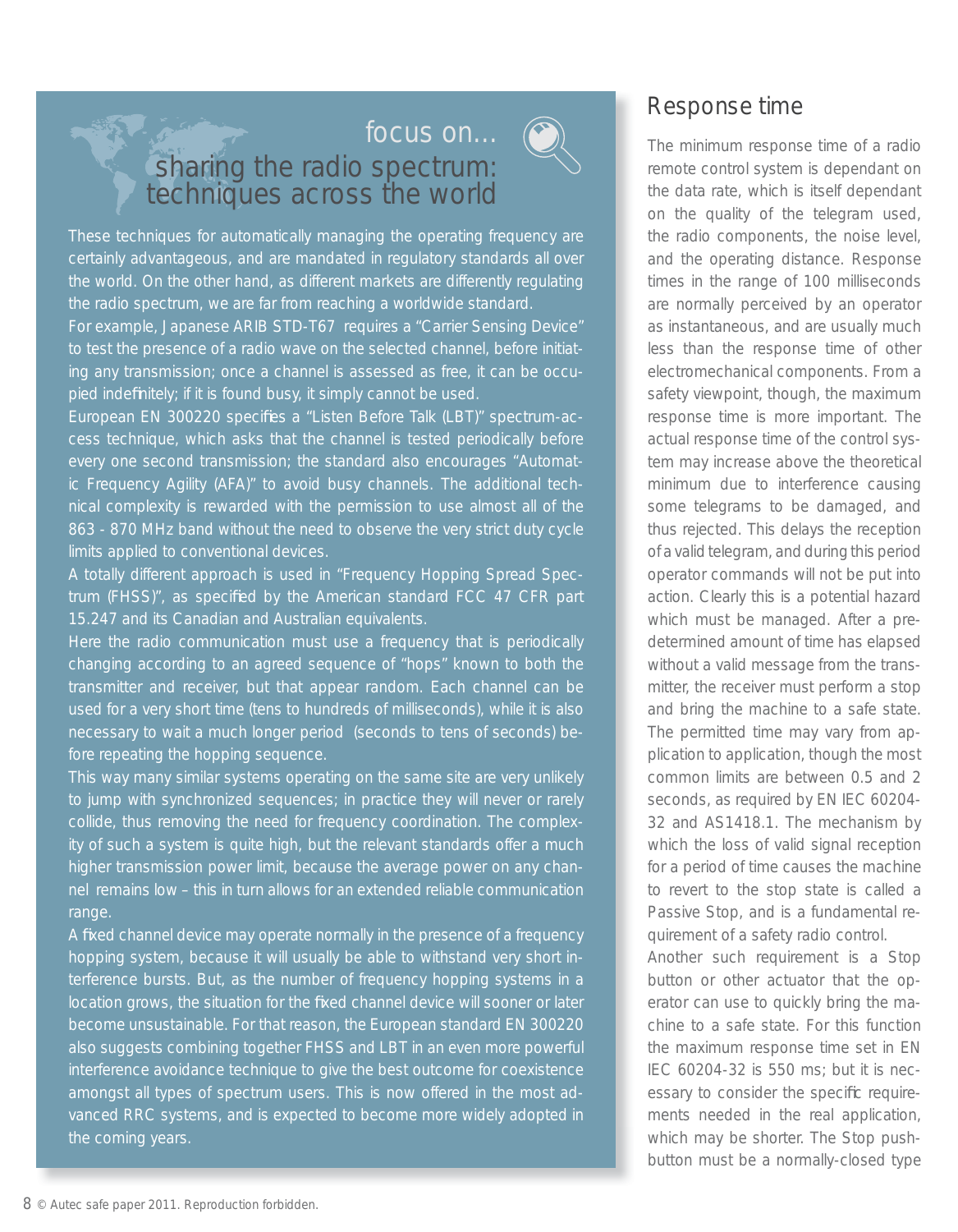## focus on... sharing the radio spectrum: techniques across the world

These techniques for automatically managing the operating frequency are certainly advantageous, and are mandated in regulatory standards all over the world. On the other hand, as different markets are differently regulating the radio spectrum, we are far from reaching a worldwide standard.

For example, Japanese ARIB STD-T67 requires a "Carrier Sensing Device" to test the presence of a radio wave on the selected channel, before initiating any transmission; once a channel is assessed as free, it can be occupied indefinitely; if it is found busy, it simply cannot be used.

European EN 300220 specifies a "Listen Before Talk (LBT)" spectrum-access technique, which asks that the channel is tested periodically before every one second transmission; the standard also encourages "Automatic Frequency Agility (AFA)" to avoid busy channels. The additional technical complexity is rewarded with the permission to use almost all of the 863 - 870 MHz band without the need to observe the very strict duty cycle limits applied to conventional devices.

A totally different approach is used in "Frequency Hopping Spread Spectrum (FHSS)", as specified by the American standard FCC 47 CFR part 15.247 and its Canadian and Australian equivalents.

Here the radio communication must use a frequency that is periodically changing according to an agreed sequence of "hops" known to both the transmitter and receiver, but that appear random. Each channel can be used for a very short time (tens to hundreds of milliseconds), while it is also necessary to wait a much longer period (seconds to tens of seconds) before repeating the hopping sequence.

This way many similar systems operating on the same site are very unlikely to jump with synchronized sequences; in practice they will never or rarely collide, thus removing the need for frequency coordination. The complexity of such a system is quite high, but the relevant standards offer a much higher transmission power limit, because the average power on any channel remains low – this in turn allows for an extended reliable communication range.

A fixed channel device may operate normally in the presence of a frequency hopping system, because it will usually be able to withstand very short interference bursts. But, as the number of frequency hopping systems in a location grows, the situation for the fixed channel device will sooner or later become unsustainable. For that reason, the European standard EN 300220 also suggests combining together FHSS and LBT in an even more powerful interference avoidance technique to give the best outcome for coexistence amongst all types of spectrum users. This is now offered in the most advanced RRC systems, and is expected to become more widely adopted in the coming years.

## Response time

The minimum response time of a radio remote control system is dependant on the data rate, which is itself dependant on the quality of the telegram used, the radio components, the noise level, and the operating distance. Response times in the range of 100 milliseconds are normally perceived by an operator as instantaneous, and are usually much less than the response time of other electromechanical components. From a safety viewpoint, though, the maximum response time is more important. The actual response time of the control system may increase above the theoretical minimum due to interference causing some telegrams to be damaged, and thus rejected. This delays the reception of a valid telegram, and during this period operator commands will not be put into action. Clearly this is a potential hazard which must be managed. After a predetermined amount of time has elapsed without a valid message from the transmitter, the receiver must perform a stop and bring the machine to a safe state. The permitted time may vary from application to application, though the most common limits are between 0.5 and 2 seconds, as required by EN IEC 60204-32 and AS1418.1. The mechanism by which the loss of valid signal reception for a period of time causes the machine to revert to the stop state is called a Passive Stop, and is a fundamental requirement of a safety radio control.

Another such requirement is a Stop button or other actuator that the operator can use to quickly bring the machine to a safe state. For this function the maximum response time set in EN IEC 60204-32 is 550 ms; but it is necessary to consider the specific requirements needed in the real application, which may be shorter. The Stop push-button must be a normally-closed type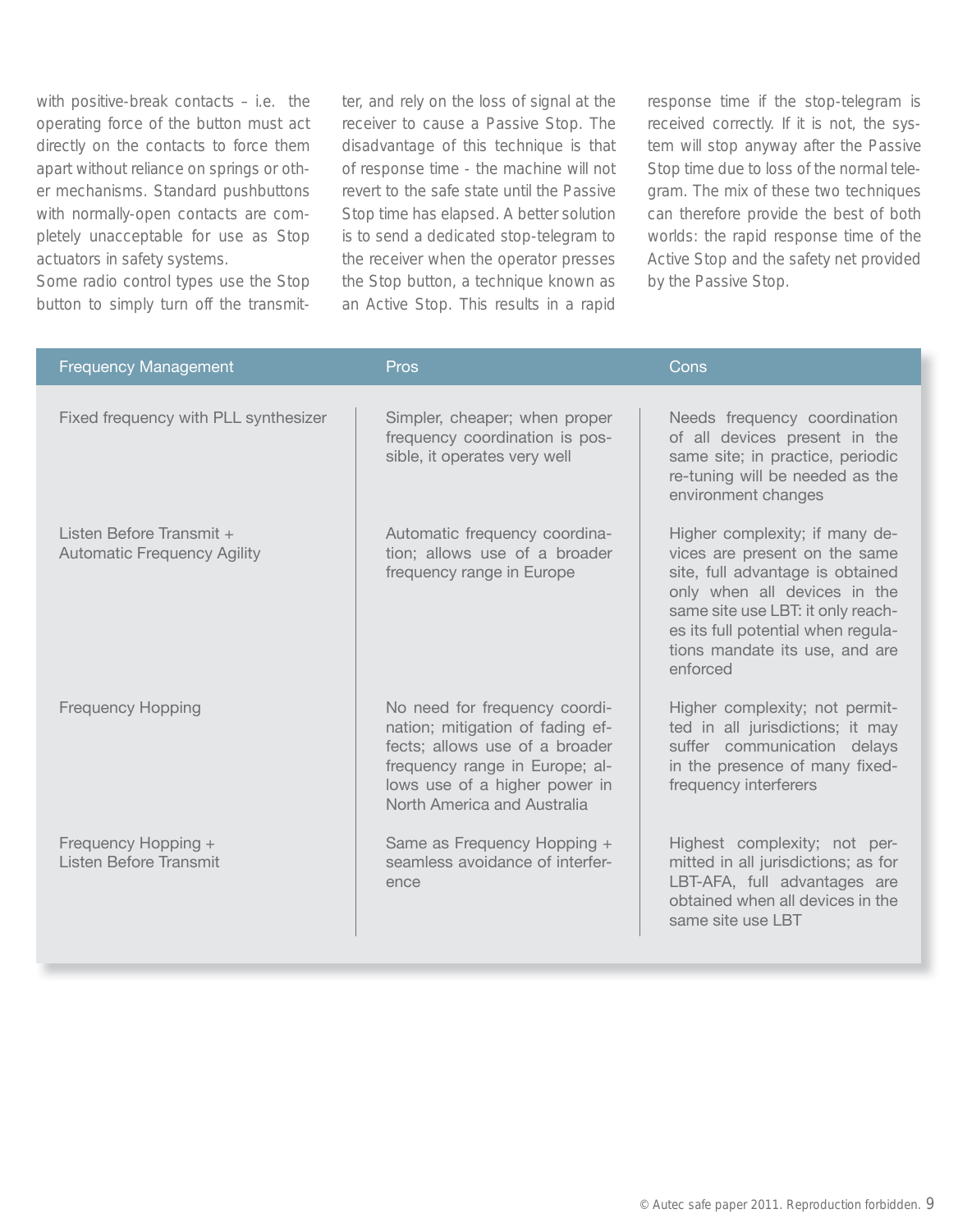with positive-break contacts – i.e. the operating force of the button must act directly on the contacts to force them apart without reliance on springs or other mechanisms. Standard pushbuttons with normally-open contacts are completely unacceptable for use as Stop actuators in safety systems.

Some radio control types use the Stop button to simply turn off the transmitter, and rely on the loss of signal at the receiver to cause a Passive Stop. The disadvantage of this technique is that of response time - the machine will not revert to the safe state until the Passive Stop time has elapsed. A better solution is to send a dedicated stop-telegram to the receiver when the operator presses the Stop button, a technique known as an Active Stop. This results in a rapid response time if the stop-telegram is received correctly. If it is not, the system will stop anyway after the Passive Stop time due to loss of the normal telegram. The mix of these two techniques can therefore provide the best of both worlds: the rapid response time of the Active Stop and the safety net provided by the Passive Stop.

| Frequency Management | Pros | Cons |
|---|---|---|
| Fixed frequency with PLL synthesizer | Simpler, cheaper; when proper frequency coordination is possible, it operates very well | Needs frequency coordination of all devices present in the same site; in practice, periodic re-tuning will be needed as the environment changes |
| Listen Before Transmit + Automatic Frequency Agility | Automatic frequency coordination; allows use of a broader frequency range in Europe | Higher complexity; if many devices are present on the same site, full advantage is obtained only when all devices in the same site use LBT: it only reaches its full potential when regulations mandate its use, and are enforced |
| Frequency Hopping | No need for frequency coordination; mitigation of fading effects; allows use of a broader frequency range in Europe; allows use of a higher power in North America and Australia | Higher complexity; not permitted in all jurisdictions; it may suffer communication delays in the presence of many fixed-frequency interferers |
| Frequency Hopping + Listen Before Transmit | Same as Frequency Hopping + seamless avoidance of interference | Highest complexity; not permitted in all jurisdictions; as for LBT-AFA, full advantages are obtained when all devices in the same site use LBT |

© Autec safe paper 2011. Reproduction forbidden.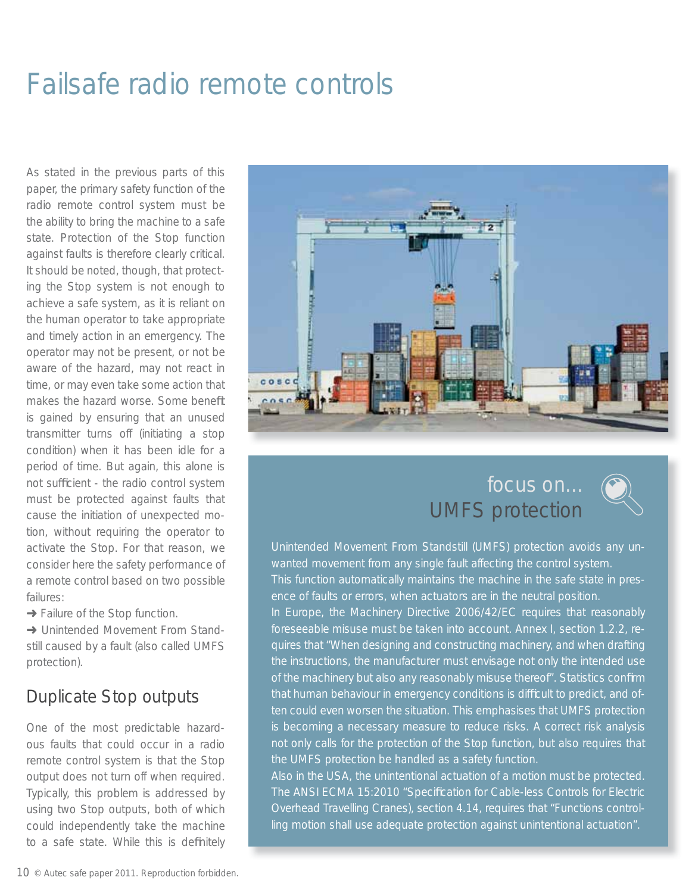# Failsafe radio remote controls

As stated in the previous parts of this paper, the primary safety function of the radio remote control system must be the ability to bring the machine to a safe state. Protection of the Stop function against faults is therefore clearly critical. It should be noted, though, that protecting the Stop system is not enough to achieve a safe system, as it is reliant on the human operator to take appropriate and timely action in an emergency. The operator may not be present, or not be aware of the hazard, may not react in time, or may even take some action that makes the hazard worse. Some benefit is gained by ensuring that an unused transmitter turns off (initiating a stop condition) when it has been idle for a period of time. But again, this alone is not sufficient - the radio control system must be protected against faults that cause the initiation of unexpected motion, without requiring the operator to activate the Stop. For that reason, we consider here the safety performance of a remote control based on two possible failures:

➜ Failure of the Stop function.

➜ Unintended Movement From Standstill caused by a fault (also called UMFS protection).

## Duplicate Stop outputs

One of the most predictable hazardous faults that could occur in a radio remote control system is that the Stop output does not turn off when required. Typically, this problem is addressed by using two Stop outputs, both of which could independently take the machine to a safe state. While this is definitely

### focus on... UMFS protection

Unintended Movement From Standstill (UMFS) protection avoids any unwanted movement from any single fault affecting the control system.

This function automatically maintains the machine in the safe state in presence of faults or errors, when actuators are in the neutral position.

In Europe, the Machinery Directive 2006/42/EC requires that reasonably foreseeable misuse must be taken into account. Annex I, section 1.2.2, requires that "When designing and constructing machinery, and when drafting the instructions, the manufacturer must envisage not only the intended use of the machinery but also any reasonably misuse thereof". Statistics confirm that human behaviour in emergency conditions is difficult to predict, and often could even worsen the situation. This emphasises that UMFS protection is becoming a necessary measure to reduce risks. A correct risk analysis not only calls for the protection of the Stop function, but also requires that the UMFS protection be handled as a safety function.

Also in the USA, the unintentional actuation of a motion must be protected. The ANSI ECMA 15:2010 "Specification for Cable-less Controls for Electric Overhead Travelling Cranes), section 4.14, requires that "Functions controlling motion shall use adequate protection against unintentional actuation".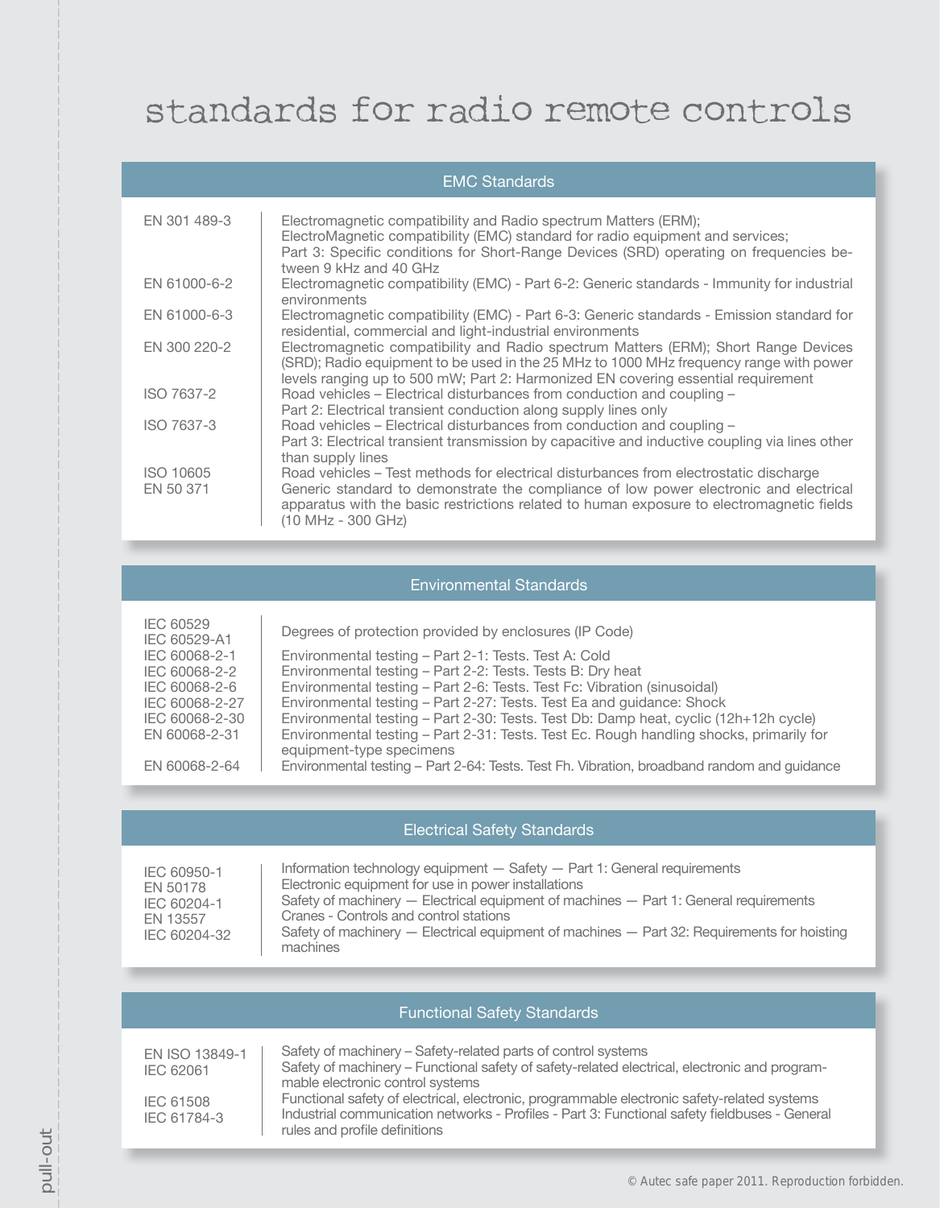# standards for radio remote controls

| EMC Standards | |
|---|---|
| EN 301 489-3 | Electromagnetic compatibility and Radio spectrum Matters (ERM); ElectroMagnetic compatibility (EMC) standard for radio equipment and services; Part 3: Specific conditions for Short-Range Devices (SRD) operating on frequencies between 9 kHz and 40 GHz |
| EN 61000-6-2 | Electromagnetic compatibility (EMC) - Part 6-2: Generic standards - Immunity for industrial environments |
| EN 61000-6-3 | Electromagnetic compatibility (EMC) - Part 6-3: Generic standards - Emission standard for residential, commercial and light-industrial environments |
| EN 300 220-2 | Electromagnetic compatibility and Radio spectrum Matters (ERM); Short Range Devices (SRD); Radio equipment to be used in the 25 MHz to 1000 MHz frequency range with power levels ranging up to 500 mW; Part 2: Harmonized EN covering essential requirement |
| ISO 7637-2 | Road vehicles – Electrical disturbances from conduction and coupling – Part 2: Electrical transient conduction along supply lines only |
| ISO 7637-3 | Road vehicles – Electrical disturbances from conduction and coupling – Part 3: Electrical transient transmission by capacitive and inductive coupling via lines other than supply lines |
| ISO 10605 | Road vehicles – Test methods for electrical disturbances from electrostatic discharge |
| EN 50 371 | Generic standard to demonstrate the compliance of low power electronic and electrical apparatus with the basic restrictions related to human exposure to electromagnetic fields (10 MHz - 300 GHz) |

| Environmental Standards | |
|---|---|
| IEC 60529<br>IEC 60529-A1 | Degrees of protection provided by enclosures (IP Code) |
| IEC 60068-2-1 | Environmental testing – Part 2-1: Tests. Test A: Cold |
| IEC 60068-2-2 | Environmental testing – Part 2-2: Tests. Tests B: Dry heat |
| IEC 60068-2-6 | Environmental testing – Part 2-6: Tests. Test Fc: Vibration (sinusoidal) |
| IEC 60068-2-27 | Environmental testing – Part 2-27: Tests. Test Ea and guidance: Shock |
| IEC 60068-2-30 | Environmental testing – Part 2-30: Tests. Test Db: Damp heat, cyclic (12h+12h cycle) |
| EN 60068-2-31 | Environmental testing – Part 2-31: Tests. Test Ec. Rough handling shocks, primarily for equipment-type specimens |
| EN 60068-2-64 | Environmental testing – Part 2-64: Tests. Test Fh. Vibration, broadband random and guidance |

| Electrical Safety Standards | |
|---|---|
| IEC 60950-1 | Information technology equipment — Safety — Part 1: General requirements |
| EN 50178 | Electronic equipment for use in power installations |
| IEC 60204-1 | Safety of machinery — Electrical equipment of machines — Part 1: General requirements |
| EN 13557 | Cranes - Controls and control stations |
| IEC 60204-32 | Safety of machinery — Electrical equipment of machines — Part 32: Requirements for hoisting machines |

| Functional Safety Standards | |
|---|---|
| EN ISO 13849-1 | Safety of machinery – Safety-related parts of control systems |
| IEC 62061 | Safety of machinery – Functional safety of safety-related electrical, electronic and programmable electronic control systems |
| IEC 61508 | Functional safety of electrical, electronic, programmable electronic safety-related systems |
| IEC 61784-3 | Industrial communication networks - Profiles - Part 3: Functional safety fieldbuses - General rules and profile definitions |

pull-out

© Autec safe paper 2011. Reproduction forbidden.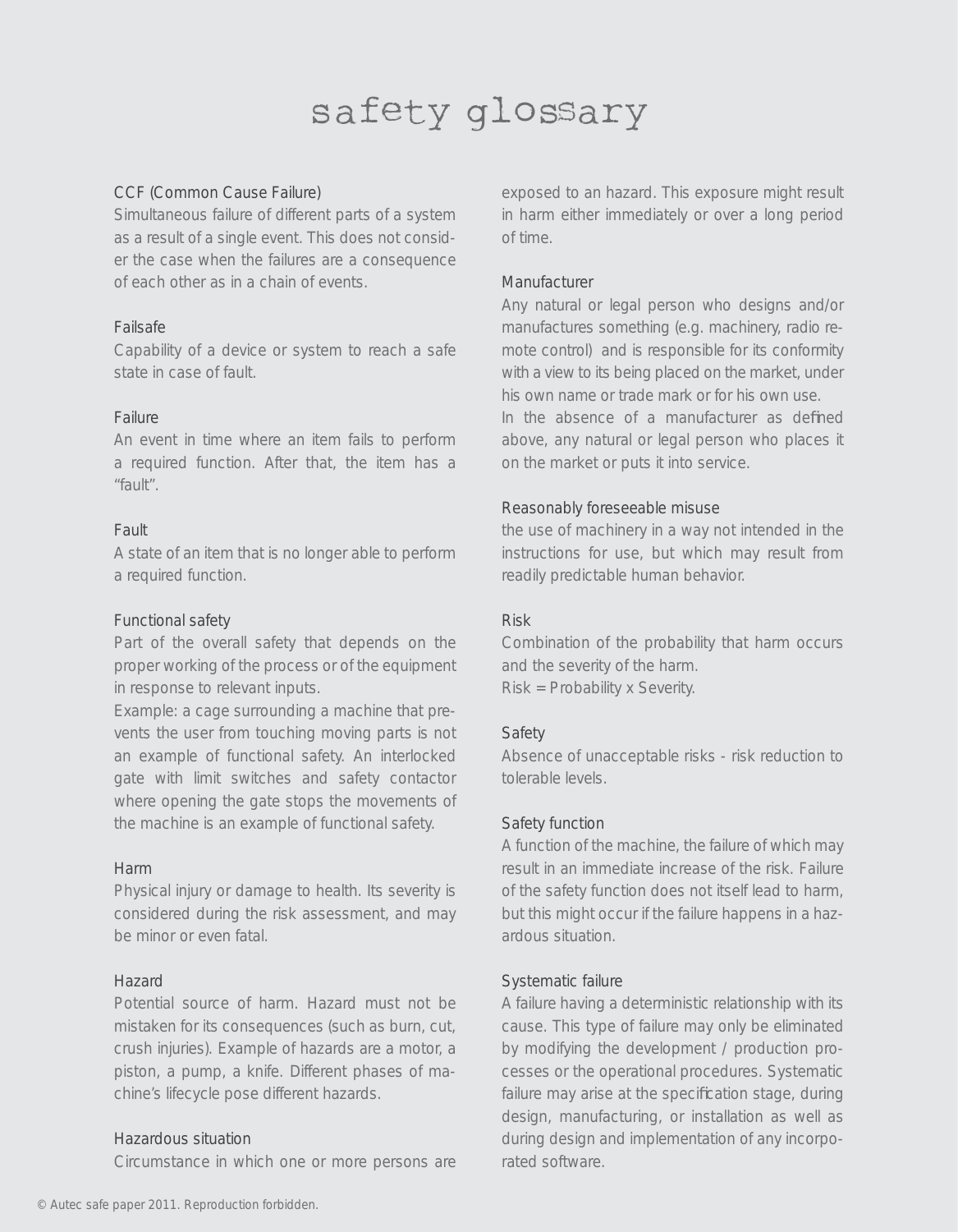# safety glossary

### CCF (Common Cause Failure)

Simultaneous failure of different parts of a system as a result of a single event. This does not consider the case when the failures are a consequence of each other as in a chain of events.

### Failsafe

Capability of a device or system to reach a safe state in case of fault.

### Failure

An event in time where an item fails to perform a required function. After that, the item has a "fault".

### Fault

A state of an item that is no longer able to perform a required function.

### Functional safety

Part of the overall safety that depends on the proper working of the process or of the equipment in response to relevant inputs.

Example: a cage surrounding a machine that prevents the user from touching moving parts is not an example of functional safety. An interlocked gate with limit switches and safety contactor where opening the gate stops the movements of the machine is an example of functional safety.

### Harm

Physical injury or damage to health. Its severity is considered during the risk assessment, and may be minor or even fatal.

### Hazard

Potential source of harm. Hazard must not be mistaken for its consequences (such as burn, cut, crush injuries). Example of hazards are a motor, a piston, a pump, a knife. Different phases of machine's lifecycle pose different hazards.

### Hazardous situation

Circumstance in which one or more persons are exposed to an hazard. This exposure might result in harm either immediately or over a long period of time.

### Manufacturer

Any natural or legal person who designs and/or manufactures something (e.g. machinery, radio remote control) and is responsible for its conformity with a view to its being placed on the market, under his own name or trade mark or for his own use.

In the absence of a manufacturer as defined above, any natural or legal person who places it on the market or puts it into service.

### Reasonably foreseeable misuse

the use of machinery in a way not intended in the instructions for use, but which may result from readily predictable human behavior.

### Risk

Combination of the probability that harm occurs and the severity of the harm.

Risk = Probability x Severity.

### Safety

Absence of unacceptable risks - risk reduction to tolerable levels.

### Safety function

A function of the machine, the failure of which may result in an immediate increase of the risk. Failure of the safety function does not itself lead to harm, but this might occur if the failure happens in a hazardous situation.

### Systematic failure

A failure having a deterministic relationship with its cause. This type of failure may only be eliminated by modifying the development / production processes or the operational procedures. Systematic failure may arise at the specification stage, during design, manufacturing, or installation as well as during design and implementation of any incorporated software.

© Autec safe paper 2011. Reproduction forbidden.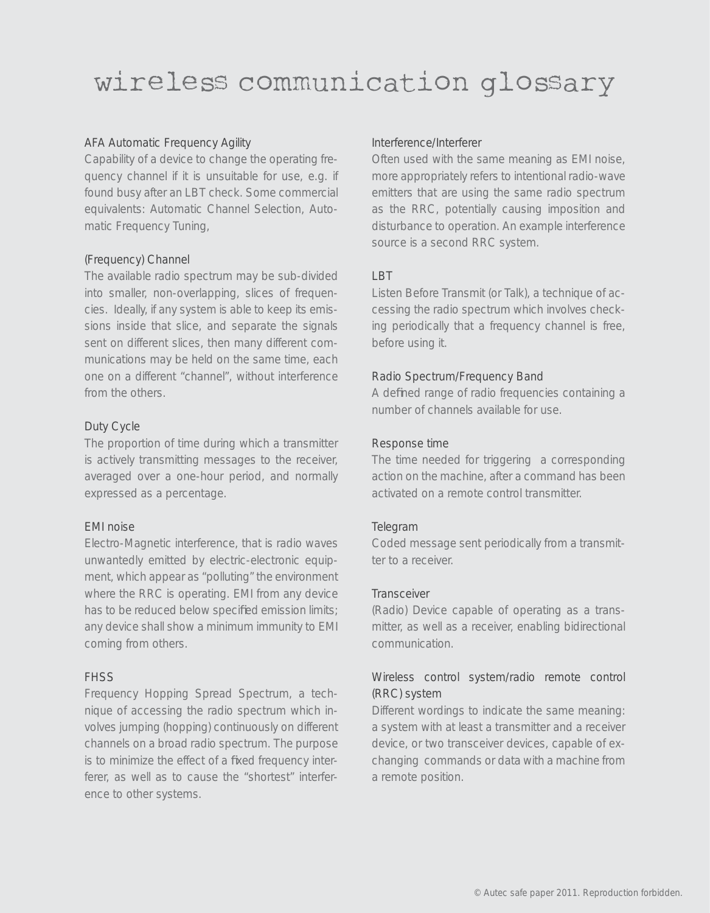# wireless communication glossary

### AFA Automatic Frequency Agility

Capability of a device to change the operating frequency channel if it is unsuitable for use, e.g. if found busy after an LBT check. Some commercial equivalents: Automatic Channel Selection, Automatic Frequency Tuning,

### (Frequency) Channel

The available radio spectrum may be sub-divided into smaller, non-overlapping, slices of frequencies. Ideally, if any system is able to keep its emissions inside that slice, and separate the signals sent on different slices, then many different communications may be held on the same time, each one on a different "channel", without interference from the others.

### Duty Cycle

The proportion of time during which a transmitter is actively transmitting messages to the receiver, averaged over a one-hour period, and normally expressed as a percentage.

### EMI noise

Electro-Magnetic interference, that is radio waves unwantedly emitted by electric-electronic equipment, which appear as "polluting" the environment where the RRC is operating. EMI from any device has to be reduced below specified emission limits; any device shall show a minimum immunity to EMI coming from others.

### FHSS

Frequency Hopping Spread Spectrum, a technique of accessing the radio spectrum which involves jumping (hopping) continuously on different channels on a broad radio spectrum. The purpose is to minimize the effect of a fixed frequency interferer, as well as to cause the "shortest" interference to other systems.

### Interference/Interferer

Often used with the same meaning as EMI noise, more appropriately refers to intentional radio-wave emitters that are using the same radio spectrum as the RRC, potentially causing imposition and disturbance to operation. An example interference source is a second RRC system.

### LBT

Listen Before Transmit (or Talk), a technique of accessing the radio spectrum which involves checking periodically that a frequency channel is free, before using it.

### Radio Spectrum/Frequency Band

A defined range of radio frequencies containing a number of channels available for use.

### Response time

The time needed for triggering a corresponding action on the machine, after a command has been activated on a remote control transmitter.

### Telegram

Coded message sent periodically from a transmitter to a receiver.

### Transceiver

(Radio) Device capable of operating as a transmitter, as well as a receiver, enabling bidirectional communication.

### Wireless control system/radio remote control (RRC) system

Different wordings to indicate the same meaning: a system with at least a transmitter and a receiver device, or two transceiver devices, capable of exchanging commands or data with a machine from a remote position.

© Autec safe paper 2011. Reproduction forbidden.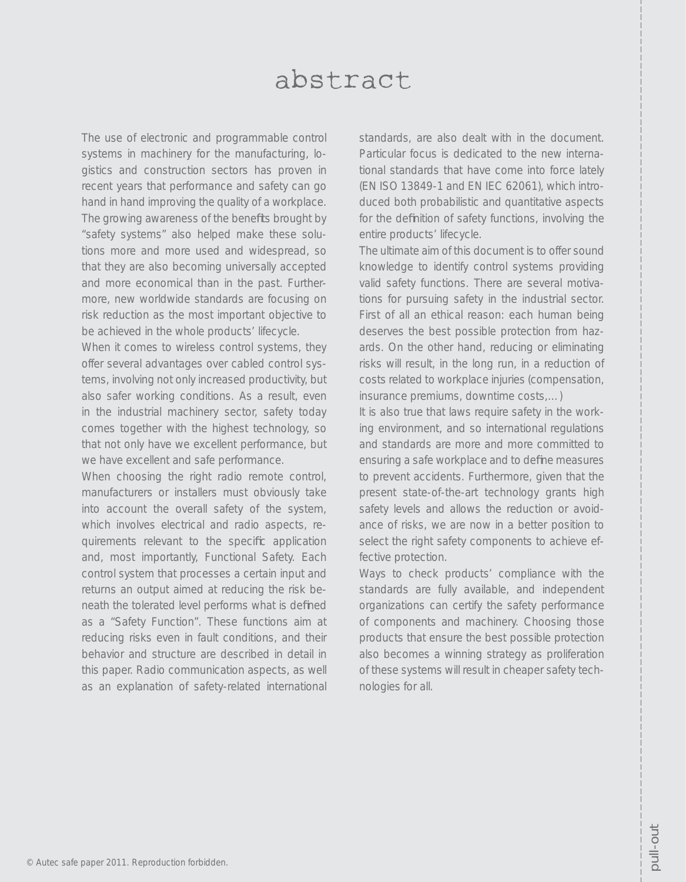# abstract

The use of electronic and programmable control systems in machinery for the manufacturing, logistics and construction sectors has proven in recent years that performance and safety can go hand in hand improving the quality of a workplace. The growing awareness of the benefits brought by "safety systems" also helped make these solutions more and more used and widespread, so that they are also becoming universally accepted and more economical than in the past. Furthermore, new worldwide standards are focusing on risk reduction as the most important objective to be achieved in the whole products' lifecycle.

When it comes to wireless control systems, they offer several advantages over cabled control systems, involving not only increased productivity, but also safer working conditions. As a result, even in the industrial machinery sector, safety today comes together with the highest technology, so that not only have we excellent performance, but we have excellent and safe performance.

When choosing the right radio remote control, manufacturers or installers must obviously take into account the overall safety of the system, which involves electrical and radio aspects, requirements relevant to the specific application and, most importantly, Functional Safety. Each control system that processes a certain input and returns an output aimed at reducing the risk beneath the tolerated level performs what is defined as a "Safety Function". These functions aim at reducing risks even in fault conditions, and their behavior and structure are described in detail in this paper. Radio communication aspects, as well as an explanation of safety-related international standards, are also dealt with in the document. Particular focus is dedicated to the new international standards that have come into force lately (EN ISO 13849-1 and EN IEC 62061), which introduced both probabilistic and quantitative aspects for the definition of safety functions, involving the entire products' lifecycle.

The ultimate aim of this document is to offer sound knowledge to identify control systems providing valid safety functions. There are several motivations for pursuing safety in the industrial sector. First of all an ethical reason: each human being deserves the best possible protection from hazards. On the other hand, reducing or eliminating risks will result, in the long run, in a reduction of costs related to workplace injuries (compensation, insurance premiums, downtime costs,… )

It is also true that laws require safety in the working environment, and so international regulations and standards are more and more committed to ensuring a safe workplace and to define measures to prevent accidents. Furthermore, given that the present state-of-the-art technology grants high safety levels and allows the reduction or avoidance of risks, we are now in a better position to select the right safety components to achieve effective protection.

Ways to check products' compliance with the standards are fully available, and independent organizations can certify the safety performance of components and machinery. Choosing those products that ensure the best possible protection also becomes a winning strategy as proliferation of these systems will result in cheaper safety technologies for all.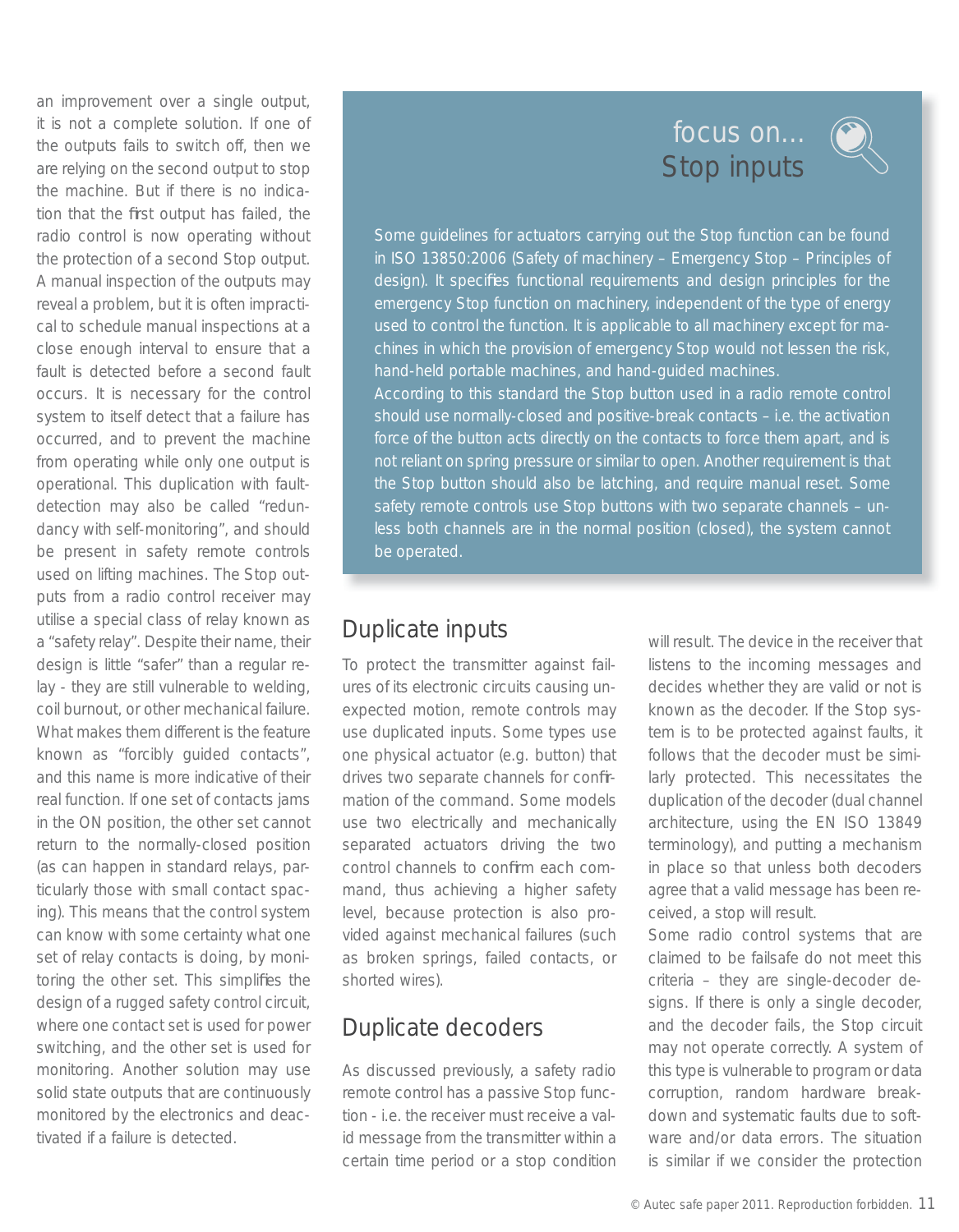an improvement over a single output, it is not a complete solution. If one of the outputs fails to switch off, then we are relying on the second output to stop the machine. But if there is no indication that the first output has failed, the radio control is now operating without the protection of a second Stop output. A manual inspection of the outputs may reveal a problem, but it is often impractical to schedule manual inspections at a close enough interval to ensure that a fault is detected before a second fault occurs. It is necessary for the control system to itself detect that a failure has occurred, and to prevent the machine from operating while only one output is operational. This duplication with fault-detection may also be called "redundancy with self-monitoring", and should be present in safety remote controls used on lifting machines. The Stop outputs from a radio control receiver may utilise a special class of relay known as a "safety relay". Despite their name, their design is little "safer" than a regular relay - they are still vulnerable to welding, coil burnout, or other mechanical failure. What makes them different is the feature known as "forcibly guided contacts", and this name is more indicative of their real function. If one set of contacts jams in the ON position, the other set cannot return to the normally-closed position (as can happen in standard relays, particularly those with small contact spacing). This means that the control system can know with some certainty what one set of relay contacts is doing, by monitoring the other set. This simplifies the design of a rugged safety control circuit, where one contact set is used for power switching, and the other set is used for monitoring. Another solution may use solid state outputs that are continuously monitored by the electronics and deactivated if a failure is detected.

## focus on... Stop inputs

Some guidelines for actuators carrying out the Stop function can be found in ISO 13850:2006 (Safety of machinery – Emergency Stop – Principles of design). It specifies functional requirements and design principles for the emergency Stop function on machinery, independent of the type of energy used to control the function. It is applicable to all machinery except for machines in which the provision of emergency Stop would not lessen the risk, hand-held portable machines, and hand-guided machines.

According to this standard the Stop button used in a radio remote control should use normally-closed and positive-break contacts – i.e. the activation force of the button acts directly on the contacts to force them apart, and is not reliant on spring pressure or similar to open. Another requirement is that the Stop button should also be latching, and require manual reset. Some safety remote controls use Stop buttons with two separate channels – unless both channels are in the normal position (closed), the system cannot be operated.

## Duplicate inputs

To protect the transmitter against failures of its electronic circuits causing unexpected motion, remote controls may use duplicated inputs. Some types use one physical actuator (e.g. button) that drives two separate channels for confirmation of the command. Some models use two electrically and mechanically separated actuators driving the two control channels to confirm each command, thus achieving a higher safety level, because protection is also provided against mechanical failures (such as broken springs, failed contacts, or shorted wires).

## Duplicate decoders

As discussed previously, a safety radio remote control has a passive Stop function - i.e. the receiver must receive a valid message from the transmitter within a certain time period or a stop condition will result. The device in the receiver that listens to the incoming messages and decides whether they are valid or not is known as the decoder. If the Stop system is to be protected against faults, it follows that the decoder must be similarly protected. This necessitates the duplication of the decoder (dual channel architecture, using the EN ISO 13849 terminology), and putting a mechanism in place so that unless both decoders agree that a valid message has been received, a stop will result.

Some radio control systems that are claimed to be failsafe do not meet this criteria – they are single-decoder designs. If there is only a single decoder, and the decoder fails, the Stop circuit may not operate correctly. A system of this type is vulnerable to program or data corruption, random hardware breakdown and systematic faults due to software and/or data errors. The situation is similar if we consider the protection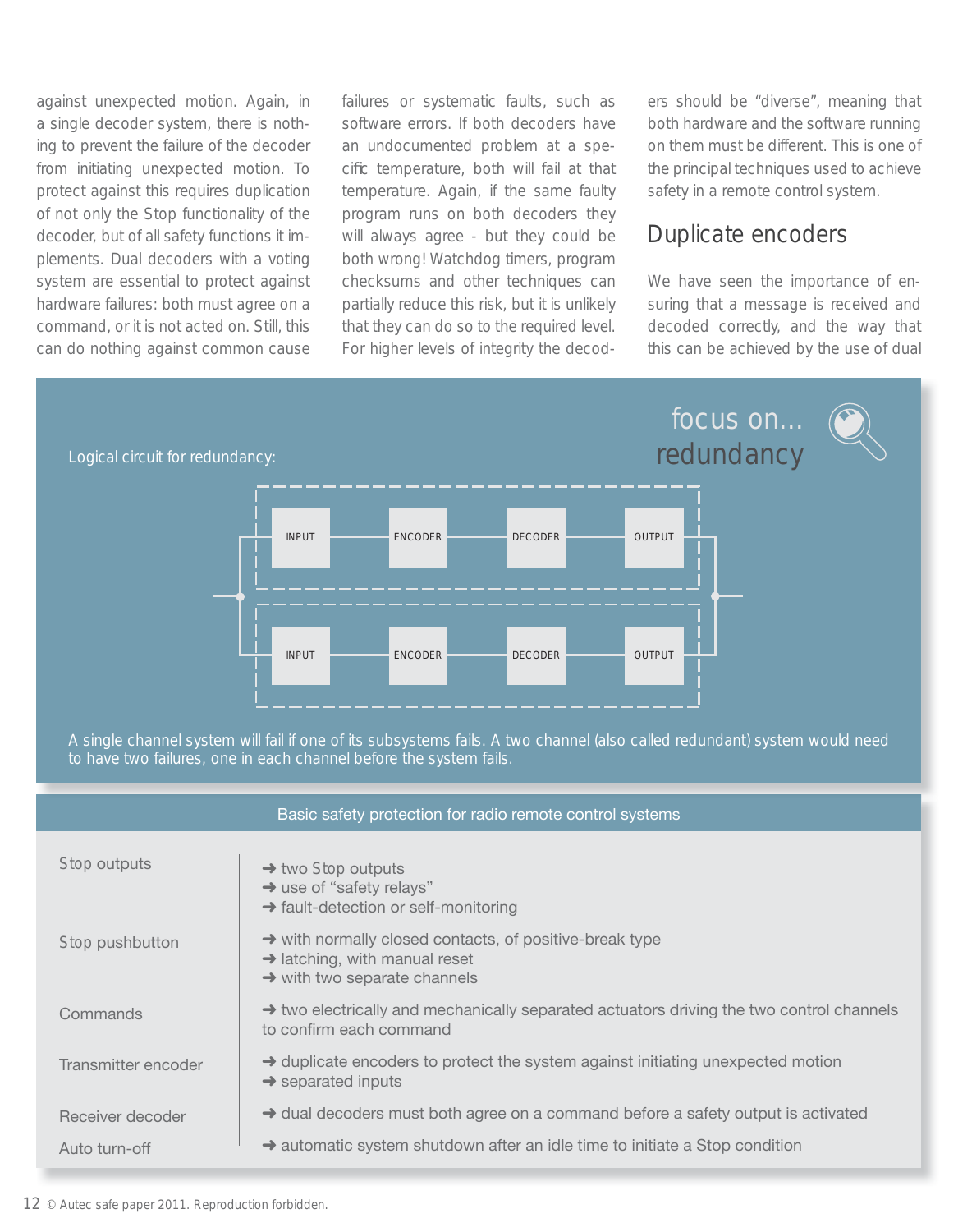against unexpected motion. Again, in a single decoder system, there is nothing to prevent the failure of the decoder from initiating unexpected motion. To protect against this requires duplication of not only the Stop functionality of the decoder, but of all safety functions it implements. Dual decoders with a voting system are essential to protect against hardware failures: both must agree on a command, or it is not acted on. Still, this can do nothing against common cause failures or systematic faults, such as software errors. If both decoders have an undocumented problem at a specific temperature, both will fail at that temperature. Again, if the same faulty program runs on both decoders they will always agree - but they could be both wrong! Watchdog timers, program checksums and other techniques can partially reduce this risk, but it is unlikely that they can do so to the required level. For higher levels of integrity the decoders should be "diverse", meaning that both hardware and the software running on them must be different. This is one of the principal techniques used to achieve safety in a remote control system.

## Duplicate encoders

We have seen the importance of ensuring that a message is received and decoded correctly, and the way that this can be achieved by the use of dual

## focus on... redundancy

Logical circuit for redundancy:

INPUT → ENCODER → DECODER → OUTPUT

INPUT → ENCODER → DECODER → OUTPUT

A single channel system will fail if one of its subsystems fails. A two channel (also called redundant) system would need to have two failures, one in each channel before the system fails.

| Basic safety protection for radio remote control systems | |
|---|---|
| Stop outputs | ➜ two Stop outputs<br>➜ use of "safety relays"<br>➜ fault-detection or self-monitoring |
| Stop pushbutton | ➜ with normally closed contacts, of positive-break type<br>➜ latching, with manual reset<br>➜ with two separate channels |
| Commands | ➜ two electrically and mechanically separated actuators driving the two control channels to confirm each command |
| Transmitter encoder | ➜ duplicate encoders to protect the system against initiating unexpected motion<br>➜ separated inputs |
| Receiver decoder | ➜ dual decoders must both agree on a command before a safety output is activated |
| Auto turn-off | ➜ automatic system shutdown after an idle time to initiate a Stop condition |

© Autec safe paper 2011. Reproduction forbidden.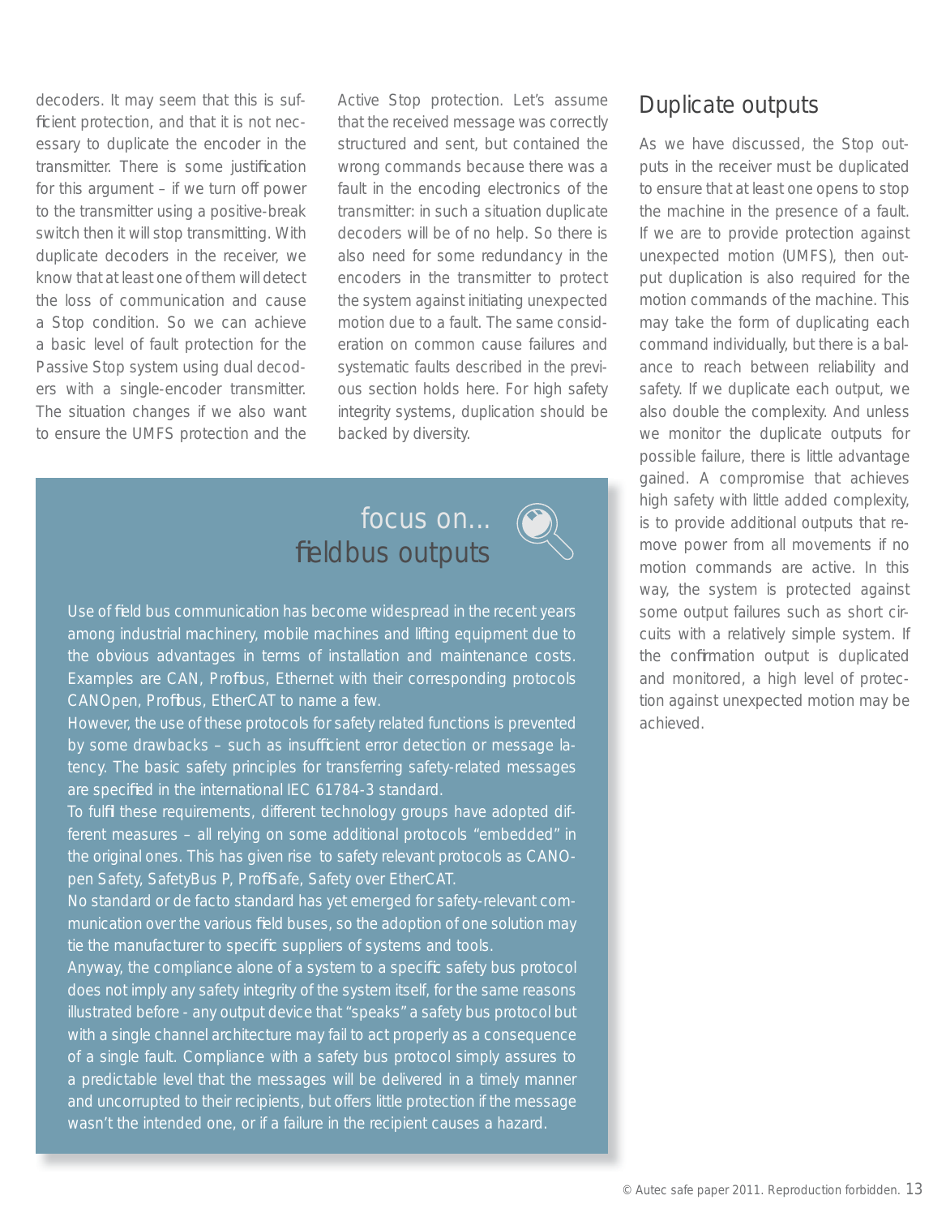decoders. It may seem that this is sufficient protection, and that it is not necessary to duplicate the encoder in the transmitter. There is some justification for this argument – if we turn off power to the transmitter using a positive-break switch then it will stop transmitting. With duplicate decoders in the receiver, we know that at least one of them will detect the loss of communication and cause a Stop condition. So we can achieve a basic level of fault protection for the Passive Stop system using dual decoders with a single-encoder transmitter. The situation changes if we also want to ensure the UMFS protection and the Active Stop protection. Let's assume that the received message was correctly structured and sent, but contained the wrong commands because there was a fault in the encoding electronics of the transmitter: in such a situation duplicate decoders will be of no help. So there is also need for some redundancy in the encoders in the transmitter to protect the system against initiating unexpected motion due to a fault. The same consideration on common cause failures and systematic faults described in the previous section holds here. For high safety integrity systems, duplication should be backed by diversity.

## focus on... fieldbus outputs

Use of field bus communication has become widespread in the recent years among industrial machinery, mobile machines and lifting equipment due to the obvious advantages in terms of installation and maintenance costs. Examples are CAN, Profibus, Ethernet with their corresponding protocols CANOpen, Profibus, EtherCAT to name a few.
However, the use of these protocols for safety related functions is prevented by some drawbacks – such as insufficient error detection or message latency. The basic safety principles for transferring safety-related messages are specified in the international IEC 61784-3 standard.
To fulfil these requirements, different technology groups have adopted different measures – all relying on some additional protocols "embedded" in the original ones. This has given rise to safety relevant protocols as CANOpen Safety, SafetyBus P, ProfiSafe, Safety over EtherCAT.
No standard or de facto standard has yet emerged for safety-relevant communication over the various field buses, so the adoption of one solution may tie the manufacturer to specific suppliers of systems and tools.
Anyway, the compliance alone of a system to a specific safety bus protocol does not imply any safety integrity of the system itself, for the same reasons illustrated before - any output device that "speaks" a safety bus protocol but with a single channel architecture may fail to act properly as a consequence of a single fault. Compliance with a safety bus protocol simply assures to a predictable level that the messages will be delivered in a timely manner and uncorrupted to their recipients, but offers little protection if the message wasn't the intended one, or if a failure in the recipient causes a hazard.

## Duplicate outputs

As we have discussed, the Stop outputs in the receiver must be duplicated to ensure that at least one opens to stop the machine in the presence of a fault. If we are to provide protection against unexpected motion (UMFS), then output duplication is also required for the motion commands of the machine. This may take the form of duplicating each command individually, but there is a balance to reach between reliability and safety. If we duplicate each output, we also double the complexity. And unless we monitor the duplicate outputs for possible failure, there is little advantage gained. A compromise that achieves high safety with little added complexity, is to provide additional outputs that remove power from all movements if no motion commands are active. In this way, the system is protected against some output failures such as short circuits with a relatively simple system. If the confirmation output is duplicated and monitored, a high level of protection against unexpected motion may be achieved.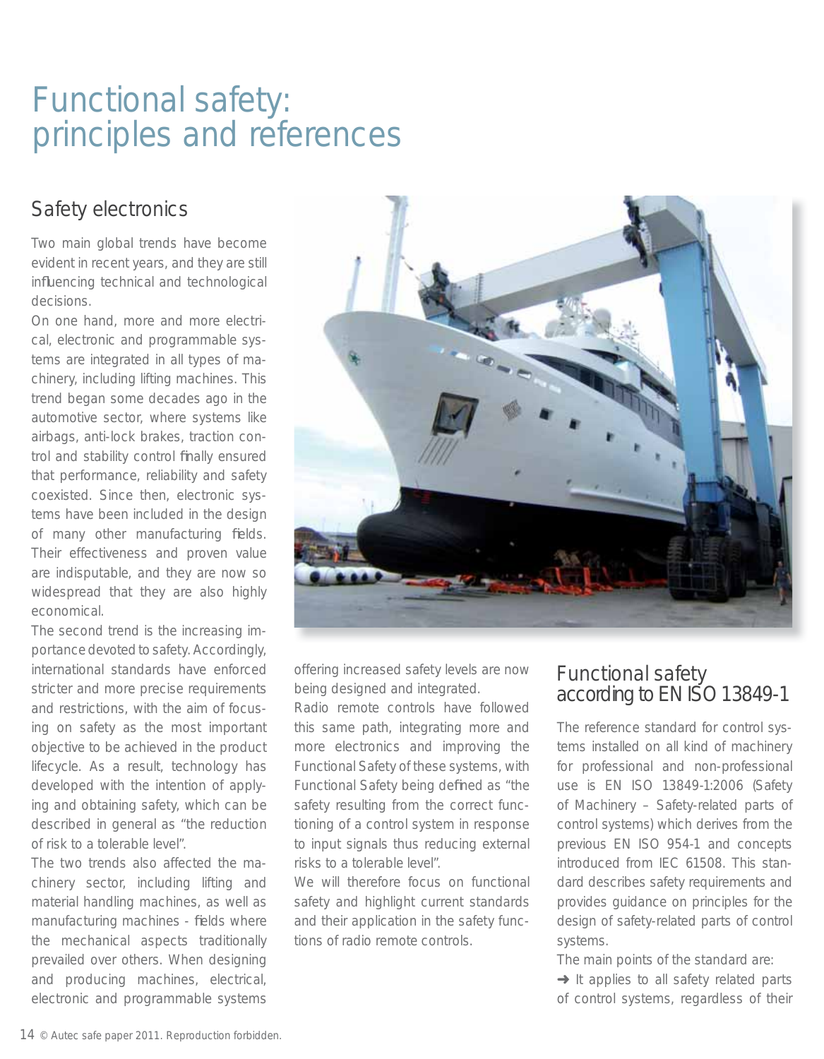# Functional safety: principles and references

## Safety electronics

Two main global trends have become evident in recent years, and they are still influencing technical and technological decisions.

On one hand, more and more electrical, electronic and programmable systems are integrated in all types of machinery, including lifting machines. This trend began some decades ago in the automotive sector, where systems like airbags, anti-lock brakes, traction control and stability control finally ensured that performance, reliability and safety coexisted. Since then, electronic systems have been included in the design of many other manufacturing fields. Their effectiveness and proven value are indisputable, and they are now so widespread that they are also highly economical.

The second trend is the increasing importance devoted to safety. Accordingly, international standards have enforced stricter and more precise requirements and restrictions, with the aim of focusing on safety as the most important objective to be achieved in the product lifecycle. As a result, technology has developed with the intention of applying and obtaining safety, which can be described in general as "the reduction of risk to a tolerable level".

The two trends also affected the machinery sector, including lifting and material handling machines, as well as manufacturing machines - fields where the mechanical aspects traditionally prevailed over others. When designing and producing machines, electrical, electronic and programmable systems offering increased safety levels are now being designed and integrated.

Radio remote controls have followed this same path, integrating more and more electronics and improving the Functional Safety of these systems, with Functional Safety being defined as "the safety resulting from the correct functioning of a control system in response to input signals thus reducing external risks to a tolerable level".

We will therefore focus on functional safety and highlight current standards and their application in the safety functions of radio remote controls.

## Functional safety according to EN ISO 13849-1

The reference standard for control systems installed on all kind of machinery for professional and non-professional use is EN ISO 13849-1:2006 (Safety of Machinery – Safety-related parts of control systems) which derives from the previous EN ISO 954-1 and concepts introduced from IEC 61508. This standard describes safety requirements and provides guidance on principles for the design of safety-related parts of control systems.

The main points of the standard are:

➜ It applies to all safety related parts of control systems, regardless of their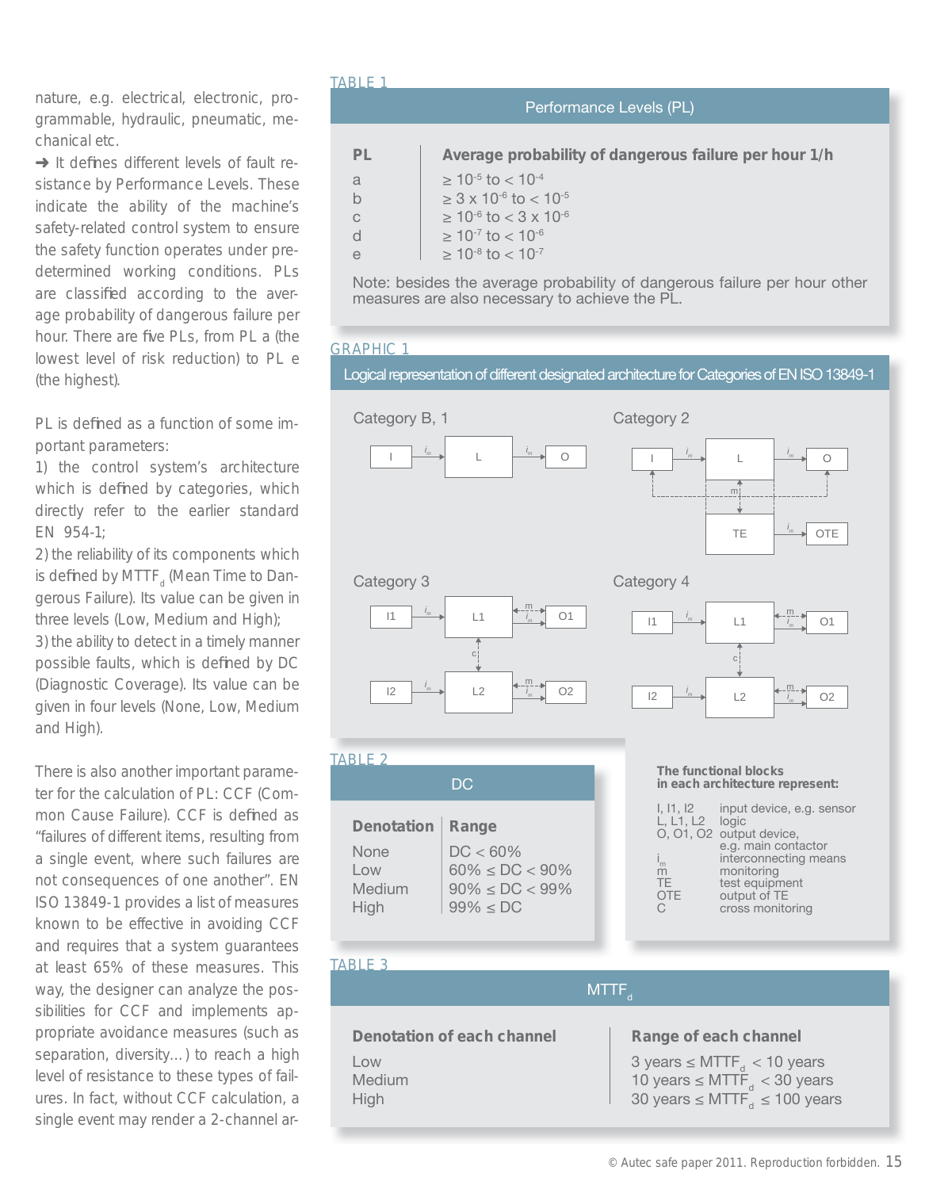nature, e.g. electrical, electronic, programmable, hydraulic, pneumatic, mechanical etc.

➜ It defines different levels of fault resistance by Performance Levels. These indicate the ability of the machine's safety-related control system to ensure the safety function operates under predetermined working conditions. PLs are classified according to the average probability of dangerous failure per hour. There are five PLs, from PL a (the lowest level of risk reduction) to PL e (the highest).

PL is defined as a function of some important parameters:

1) the control system's architecture which is defined by categories, which directly refer to the earlier standard EN 954-1;

2) the reliability of its components which is defined by $MTTF_d$ (Mean Time to Dangerous Failure). Its value can be given in three levels (Low, Medium and High);

3) the ability to detect in a timely manner possible faults, which is defined by DC (Diagnostic Coverage). Its value can be given in four levels (None, Low, Medium and High).

There is also another important parameter for the calculation of PL: CCF (Common Cause Failure). CCF is defined as "failures of different items, resulting from a single event, where such failures are not consequences of one another". EN ISO 13849-1 provides a list of measures known to be effective in avoiding CCF and requires that a system guarantees at least 65% of these measures. This way, the designer can analyze the possibilities for CCF and implements appropriate avoidance measures (such as separation, diversity…) to reach a high level of resistance to these types of failures. In fact, without CCF calculation, a single event may render a 2-channel ar-

TABLE 1

**Performance Levels (PL)**

| PL | Average probability of dangerous failure per hour 1/h |
|---|---|
| a | $\geq 10^{-5}$ to $< 10^{-4}$ |
| b | $\geq 3 \times 10^{-6}$ to $< 10^{-5}$ |
| c | $\geq 10^{-6}$ to $< 3 \times 10^{-6}$ |
| d | $\geq 10^{-7}$ to $< 10^{-6}$ |
| e | $\geq 10^{-8}$ to $< 10^{-7}$ |

Note: besides the average probability of dangerous failure per hour other measures are also necessary to achieve the PL.

GRAPHIC 1

**Logical representation of different designated architecture for Categories of EN ISO 13849-1**

Category B, 1: I → $i_m$ → L → $i_m$ → O

Category 2: I → $i_m$ → L → $i_m$ → O; L –m– TE → $i_m$ → OTE

Category 3: I1 → $i_m$ → L1 → $i_m$/m → O1; I2 → $i_m$ → L2 → $i_m$/m → O2; L1 –c– L2

Category 4: I1 → $i_m$ → L1 → $i_m$/m → O1; I2 → $i_m$ → L2 → $i_m$/m → O2; L1 –c– L2

**The functional blocks in each architecture represent:**

| | |
|---|---|
| I, I1, I2 | input device, e.g. sensor |
| L, L1, L2 | logic |
| O, O1, O2 | output device, e.g. main contactor |
| $i_m$ | interconnecting means |
| m | monitoring |
| TE | test equipment |
| OTE | output of TE |
| C | cross monitoring |

TABLE 2

**DC**

| Denotation | Range |
|---|---|
| None | DC < 60% |
| Low | 60% ≤ DC < 90% |
| Medium | 90% ≤ DC < 99% |
| High | 99% ≤ DC |

TABLE 3

**$MTTF_d$**

| Denotation of each channel | Range of each channel |
|---|---|
| Low | 3 years ≤ $MTTF_d$ < 10 years |
| Medium | 10 years ≤ $MTTF_d$ < 30 years |
| High | 30 years ≤ $MTTF_d$ ≤ 100 years |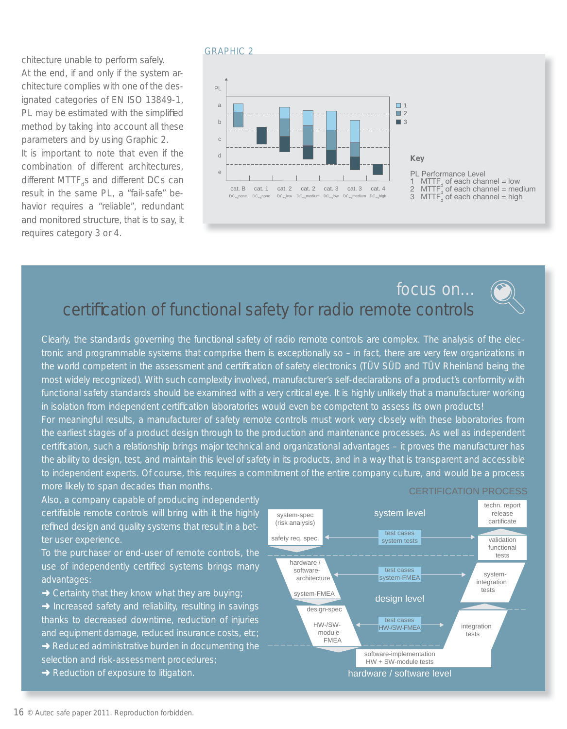chitecture unable to perform safely.
At the end, if and only if the system architecture complies with one of the designated categories of EN ISO 13849-1, PL may be estimated with the simplified method by taking into account all these parameters and by using Graphic 2.
It is important to note that even if the combination of different architectures, different $MTTF_d$s and different DCs can result in the same PL, a "fail-safe" behavior requires a "reliable", redundant and monitored structure, that is to say, it requires category 3 or 4.

GRAPHIC 2

PL: a, b, c, d, e

cat. B $DC_{avg}$none | cat. 1 $DC_{avg}$none | cat. 2 $DC_{avg}$low | cat. 2 $DC_{avg}$medium | cat. 3 $DC_{avg}$low | cat. 3 $DC_{avg}$medium | cat. 4 $DC_{avg}$high

Key

PL Performance Level
1 $MTTF_d$ of each channel = low
2 $MTTF_d$ of each channel = medium
3 $MTTF_d$ of each channel = high

## focus on... certification of functional safety for radio remote controls

Clearly, the standards governing the functional safety of radio remote controls are complex. The analysis of the electronic and programmable systems that comprise them is exceptionally so – in fact, there are very few organizations in the world competent in the assessment and certification of safety electronics (TÜV SÜD and TÜV Rheinland being the most widely recognized). With such complexity involved, manufacturer's self-declarations of a product's conformity with functional safety standards should be examined with a very critical eye. It is highly unlikely that a manufacturer working in isolation from independent certification laboratories would even be competent to assess its own products!
For meaningful results, a manufacturer of safety remote controls must work very closely with these laboratories from the earliest stages of a product design through to the production and maintenance processes. As well as independent certification, such a relationship brings major technical and organizational advantages – it proves the manufacturer has the ability to design, test, and maintain this level of safety in its products, and in a way that is transparent and accessible to independent experts. Of course, this requires a commitment of the entire company culture, and would be a process more likely to span decades than months.
Also, a company capable of producing independently certifiable remote controls will bring with it the highly refined design and quality systems that result in a better user experience.
To the purchaser or end-user of remote controls, the use of independently certified systems brings many advantages:

- ➜ Certainty that they know what they are buying;
- ➜ Increased safety and reliability, resulting in savings thanks to decreased downtime, reduction of injuries and equipment damage, reduced insurance costs, etc;
- ➜ Reduced administrative burden in documenting the selection and risk-assessment procedures;
- ➜ Reduction of exposure to litigation.

CERTIFICATION PROCESS

system level: system-spec (risk analysis), safety req. spec. ↔ test cases system tests ↔ validation functional tests, techn. report release certificate

design level: hardware / software-architecture, system-FMEA ↔ test cases system-FMEA ↔ system-integration tests; design-spec, HW-/SW-module-FMEA ↔ test cases HW-/SW-FMEA ↔ integration tests

hardware / software level: software-implementation HW + SW-module tests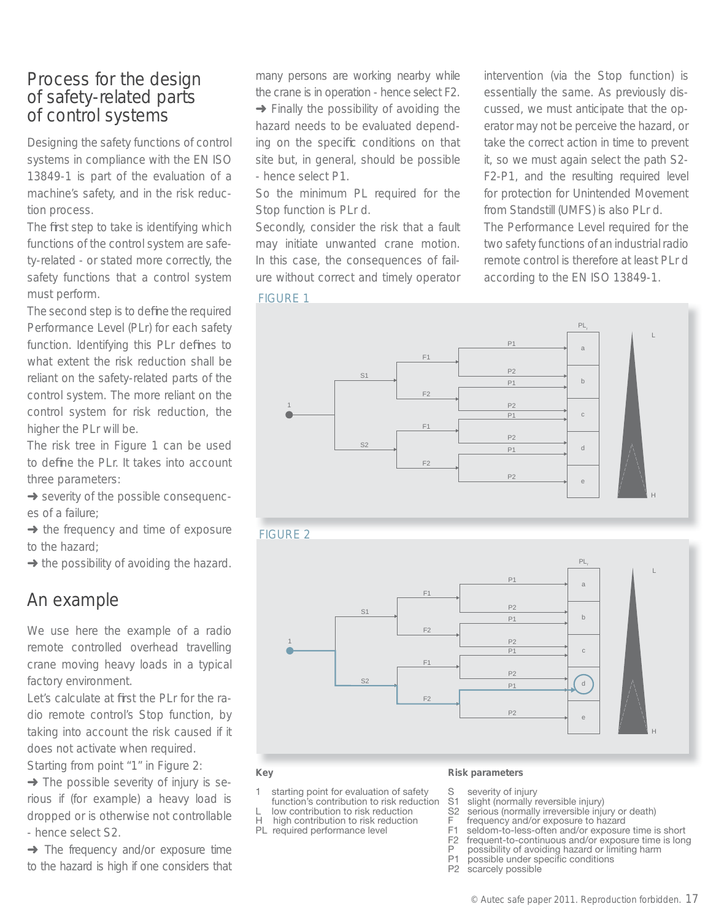## Process for the design of safety-related parts of control systems

Designing the safety functions of control systems in compliance with the EN ISO 13849-1 is part of the evaluation of a machine's safety, and in the risk reduction process.

The first step to take is identifying which functions of the control system are safety-related - or stated more correctly, the safety functions that a control system must perform.

The second step is to define the required Performance Level (PLr) for each safety function. Identifying this PLr defines to what extent the risk reduction shall be reliant on the safety-related parts of the control system. The more reliant on the control system for risk reduction, the higher the PLr will be.

The risk tree in Figure 1 can be used to define the PLr. It takes into account three parameters:

➜ severity of the possible consequences of a failure;

➜ the frequency and time of exposure to the hazard;

➜ the possibility of avoiding the hazard.

## An example

We use here the example of a radio remote controlled overhead travelling crane moving heavy loads in a typical factory environment.

Let's calculate at first the PLr for the radio remote control's Stop function, by taking into account the risk caused if it does not activate when required.

Starting from point "1" in Figure 2:

➜ The possible severity of injury is serious if (for example) a heavy load is dropped or is otherwise not controllable - hence select S2.

➜ The frequency and/or exposure time to the hazard is high if one considers that many persons are working nearby while the crane is in operation - hence select F2.

➜ Finally the possibility of avoiding the hazard needs to be evaluated depending on the specific conditions on that site but, in general, should be possible - hence select P1.

So the minimum PL required for the Stop function is PLr d.

Secondly, consider the risk that a fault may initiate unwanted crane motion. In this case, the consequences of failure without correct and timely operator intervention (via the Stop function) is essentially the same. As previously discussed, we must anticipate that the operator may not be perceive the hazard, or take the correct action in time to prevent it, so we must again select the path S2-F2-P1, and the resulting required level for protection for Unintended Movement from Standstill (UMFS) is also PLr d.

The Performance Level required for the two safety functions of an industrial radio remote control is therefore at least PLr d according to the EN ISO 13849-1.

FIGURE 1

FIGURE 2

**Key**

1 starting point for evaluation of safety function's contribution to risk reduction
L low contribution to risk reduction
H high contribution to risk reduction
PL required performance level

**Risk parameters**

S severity of injury
S1 slight (normally reversible injury)
S2 serious (normally irreversible injury or death)
F frequency and/or exposure to hazard
F1 seldom-to-less-often and/or exposure time is short
F2 frequent-to-continuous and/or exposure time is long
P possibility of avoiding hazard or limiting harm
P1 possible under specific conditions
P2 scarcely possible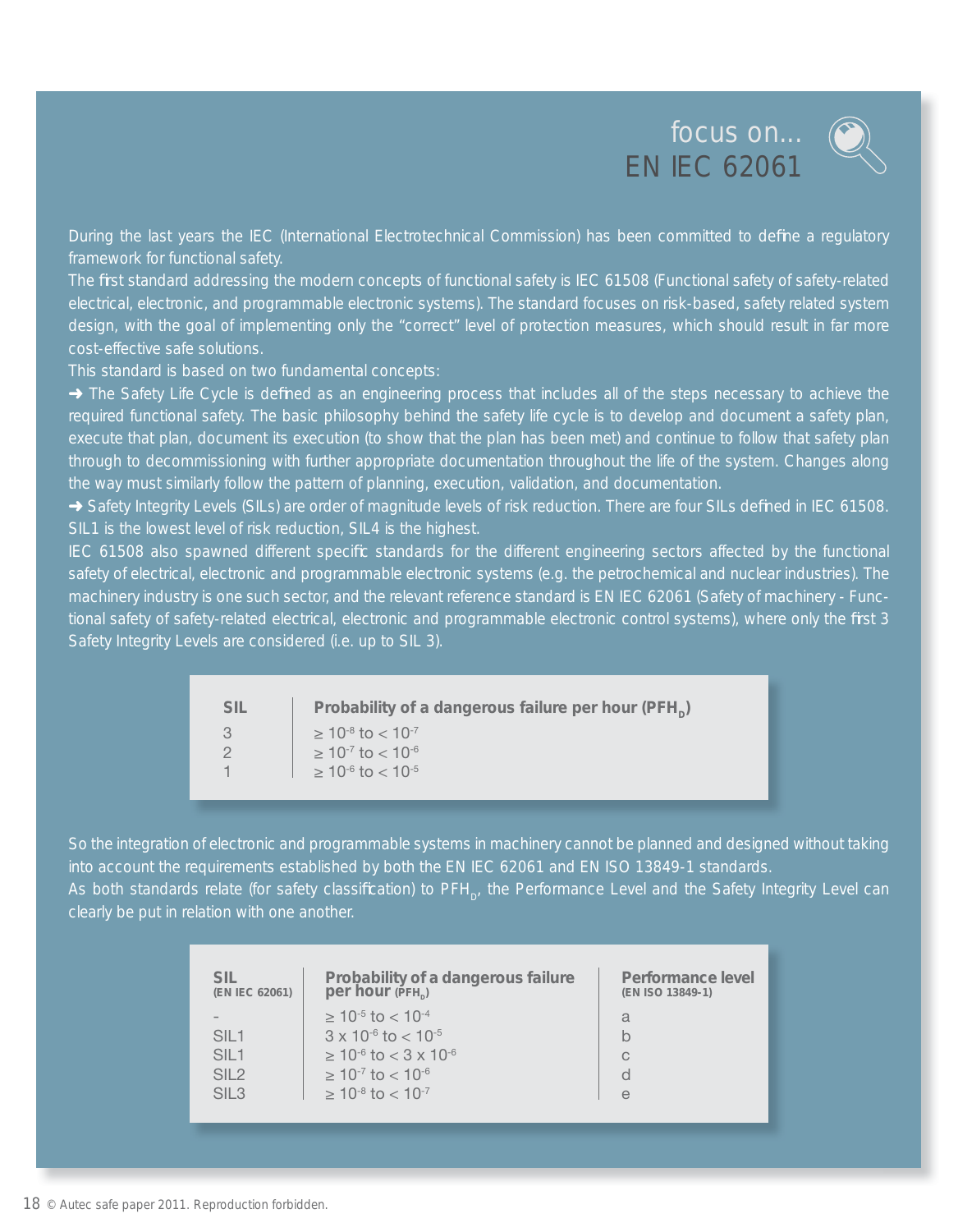# focus on...
# EN IEC 62061

During the last years the IEC (International Electrotechnical Commission) has been committed to define a regulatory framework for functional safety.

The first standard addressing the modern concepts of functional safety is IEC 61508 (Functional safety of safety-related electrical, electronic, and programmable electronic systems). The standard focuses on risk-based, safety related system design, with the goal of implementing only the "correct" level of protection measures, which should result in far more cost-effective safe solutions.

This standard is based on two fundamental concepts:

➜ The Safety Life Cycle is defined as an engineering process that includes all of the steps necessary to achieve the required functional safety. The basic philosophy behind the safety life cycle is to develop and document a safety plan, execute that plan, document its execution (to show that the plan has been met) and continue to follow that safety plan through to decommissioning with further appropriate documentation throughout the life of the system. Changes along the way must similarly follow the pattern of planning, execution, validation, and documentation.

➜ Safety Integrity Levels (SILs) are order of magnitude levels of risk reduction. There are four SILs defined in IEC 61508. SIL1 is the lowest level of risk reduction, SIL4 is the highest.

IEC 61508 also spawned different specific standards for the different engineering sectors affected by the functional safety of electrical, electronic and programmable electronic systems (e.g. the petrochemical and nuclear industries). The machinery industry is one such sector, and the relevant reference standard is EN IEC 62061 (Safety of machinery - Functional safety of safety-related electrical, electronic and programmable electronic control systems), where only the first 3 Safety Integrity Levels are considered (i.e. up to SIL 3).

| SIL | Probability of a dangerous failure per hour ($PFH_D$) |
|---|---|
| 3 | $\geq 10^{-8}$ to $< 10^{-7}$ |
| 2 | $\geq 10^{-7}$ to $< 10^{-6}$ |
| 1 | $\geq 10^{-6}$ to $< 10^{-5}$ |

So the integration of electronic and programmable systems in machinery cannot be planned and designed without taking into account the requirements established by both the EN IEC 62061 and EN ISO 13849-1 standards.

As both standards relate (for safety classification) to $PFH_D$, the Performance Level and the Safety Integrity Level can clearly be put in relation with one another.

| SIL (EN IEC 62061) | Probability of a dangerous failure per hour ($PFH_D$) | Performance level (EN ISO 13849-1) |
|---|---|---|
| - | $\geq 10^{-5}$ to $< 10^{-4}$ | a |
| SIL1 | $3 \times 10^{-6}$ to $< 10^{-5}$ | b |
| SIL1 | $\geq 10^{-6}$ to $< 3 \times 10^{-6}$ | c |
| SIL2 | $\geq 10^{-7}$ to $< 10^{-6}$ | d |
| SIL3 | $\geq 10^{-8}$ to $< 10^{-7}$ | e |

© Autec safe paper 2011. Reproduction forbidden.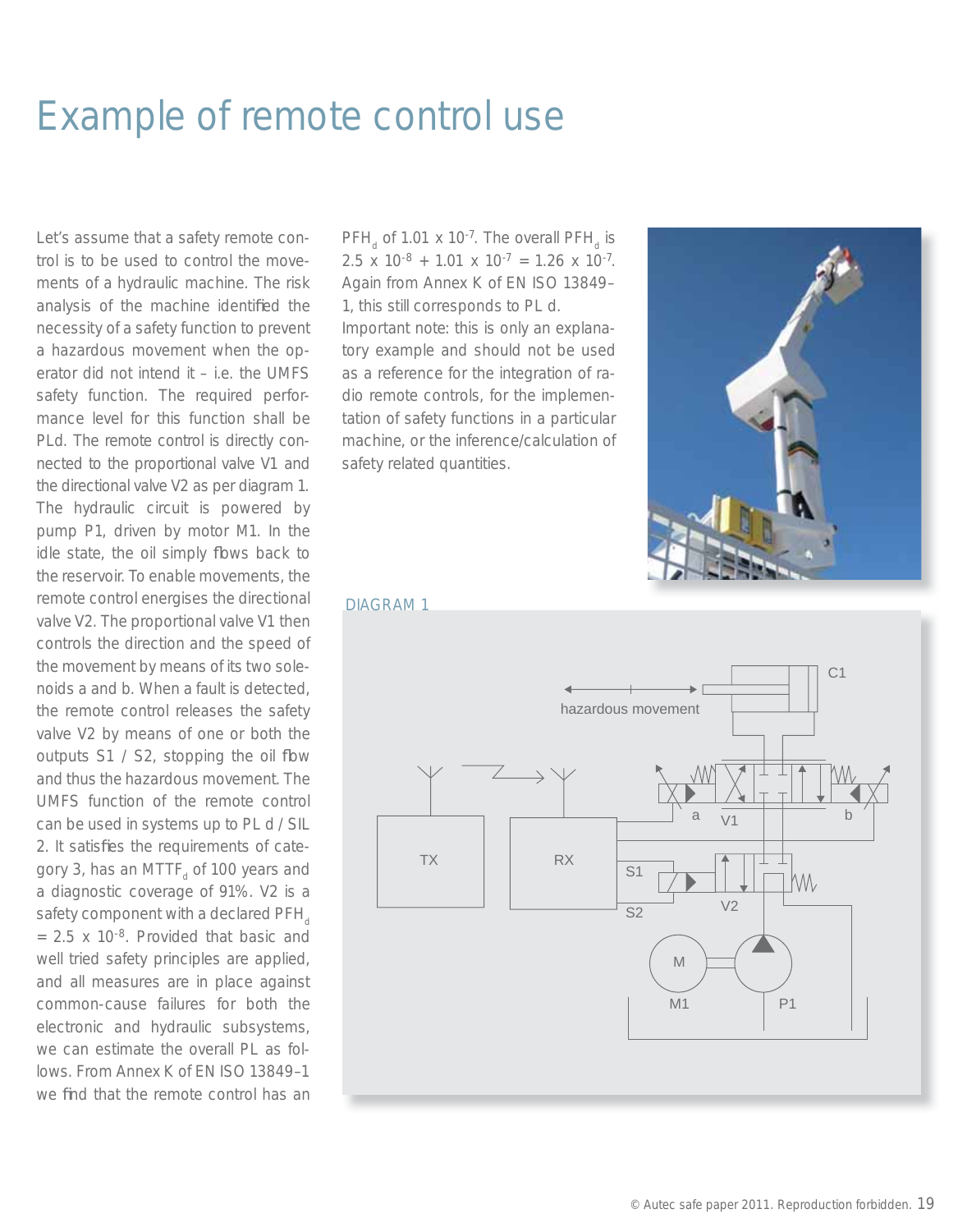# Example of remote control use

Let's assume that a safety remote control is to be used to control the movements of a hydraulic machine. The risk analysis of the machine identified the necessity of a safety function to prevent a hazardous movement when the operator did not intend it – i.e. the UMFS safety function. The required performance level for this function shall be PLd. The remote control is directly connected to the proportional valve V1 and the directional valve V2 as per diagram 1. The hydraulic circuit is powered by pump P1, driven by motor M1. In the idle state, the oil simply flows back to the reservoir. To enable movements, the remote control energises the directional valve V2. The proportional valve V1 then controls the direction and the speed of the movement by means of its two solenoids a and b. When a fault is detected, the remote control releases the safety valve V2 by means of one or both the outputs S1 / S2, stopping the oil flow and thus the hazardous movement. The UMFS function of the remote control can be used in systems up to PL d / SIL 2. It satisfies the requirements of category 3, has an $MTTF_d$ of 100 years and a diagnostic coverage of 91%. V2 is a safety component with a declared $PFH_d = 2.5 \times 10^{-8}$. Provided that basic and well tried safety principles are applied, and all measures are in place against common-cause failures for both the electronic and hydraulic subsystems, we can estimate the overall PL as follows. From Annex K of EN ISO 13849–1 we find that the remote control has an $PFH_d$ of $1.01 \times 10^{-7}$. The overall $PFH_d$ is $2.5 \times 10^{-8} + 1.01 \times 10^{-7} = 1.26 \times 10^{-7}$. Again from Annex K of EN ISO 13849–1, this still corresponds to PL d.

Important note: this is only an explanatory example and should not be used as a reference for the integration of radio remote controls, for the implementation of safety functions in a particular machine, or the inference/calculation of safety related quantities.

DIAGRAM 1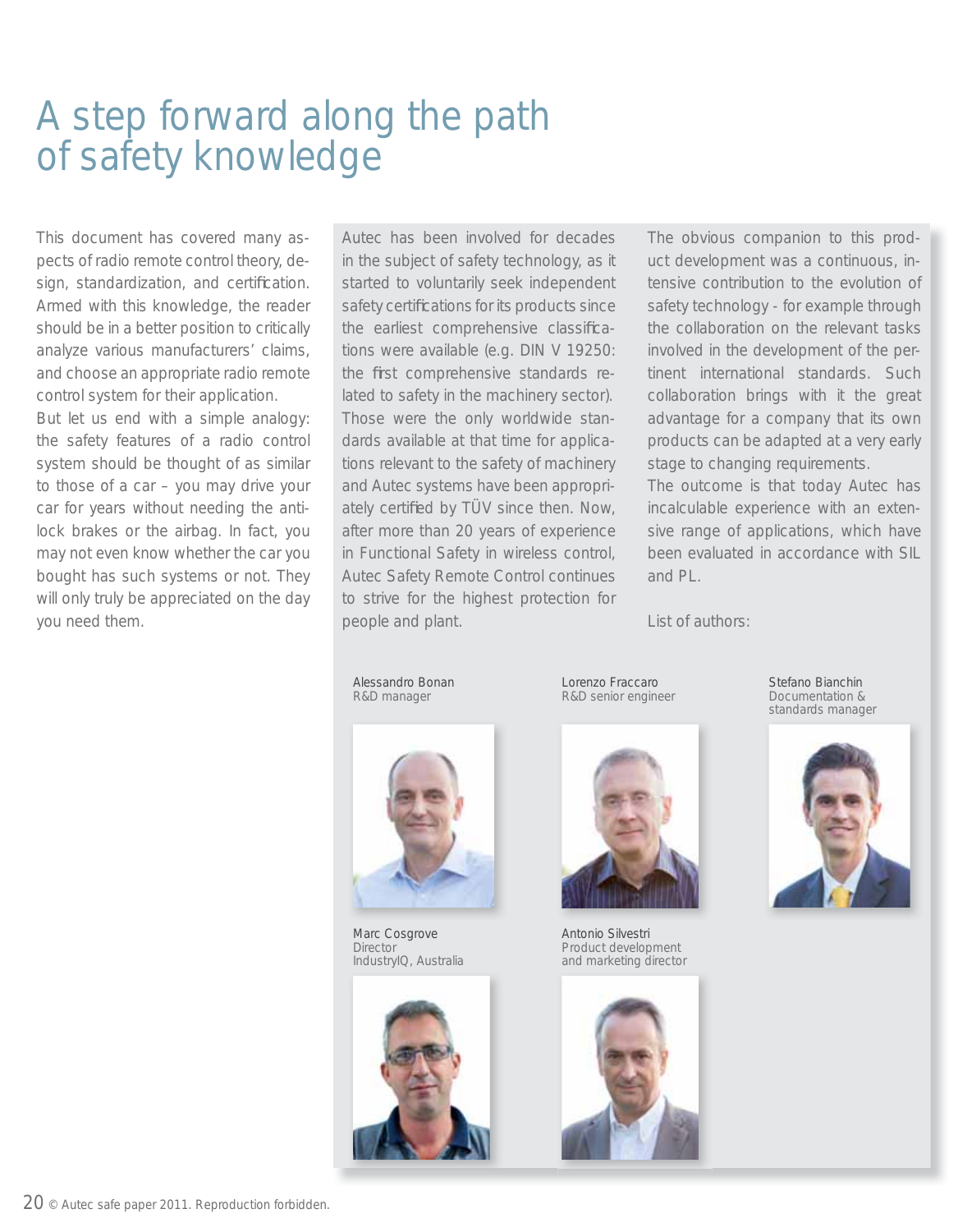# A step forward along the path of safety knowledge

This document has covered many aspects of radio remote control theory, design, standardization, and certification. Armed with this knowledge, the reader should be in a better position to critically analyze various manufacturers' claims, and choose an appropriate radio remote control system for their application.

But let us end with a simple analogy: the safety features of a radio control system should be thought of as similar to those of a car – you may drive your car for years without needing the anti-lock brakes or the airbag. In fact, you may not even know whether the car you bought has such systems or not. They will only truly be appreciated on the day you need them.

Autec has been involved for decades in the subject of safety technology, as it started to voluntarily seek independent safety certifications for its products since the earliest comprehensive classifications were available (e.g. DIN V 19250: the first comprehensive standards related to safety in the machinery sector). Those were the only worldwide standards available at that time for applications relevant to the safety of machinery and Autec systems have been appropriately certified by TÜV since then. Now, after more than 20 years of experience in Functional Safety in wireless control, Autec Safety Remote Control continues to strive for the highest protection for people and plant.

The obvious companion to this product development was a continuous, intensive contribution to the evolution of safety technology - for example through the collaboration on the relevant tasks involved in the development of the pertinent international standards. Such collaboration brings with it the great advantage for a company that its own products can be adapted at a very early stage to changing requirements.

The outcome is that today Autec has incalculable experience with an extensive range of applications, which have been evaluated in accordance with SIL and PL.

List of authors:

Alessandro Bonan
R&D manager

Lorenzo Fraccaro
R&D senior engineer

Stefano Bianchin
Documentation & standards manager

Marc Cosgrove
Director
IndustryIQ, Australia

Antonio Silvestri
Product development and marketing director

© Autec safe paper 2011. Reproduction forbidden.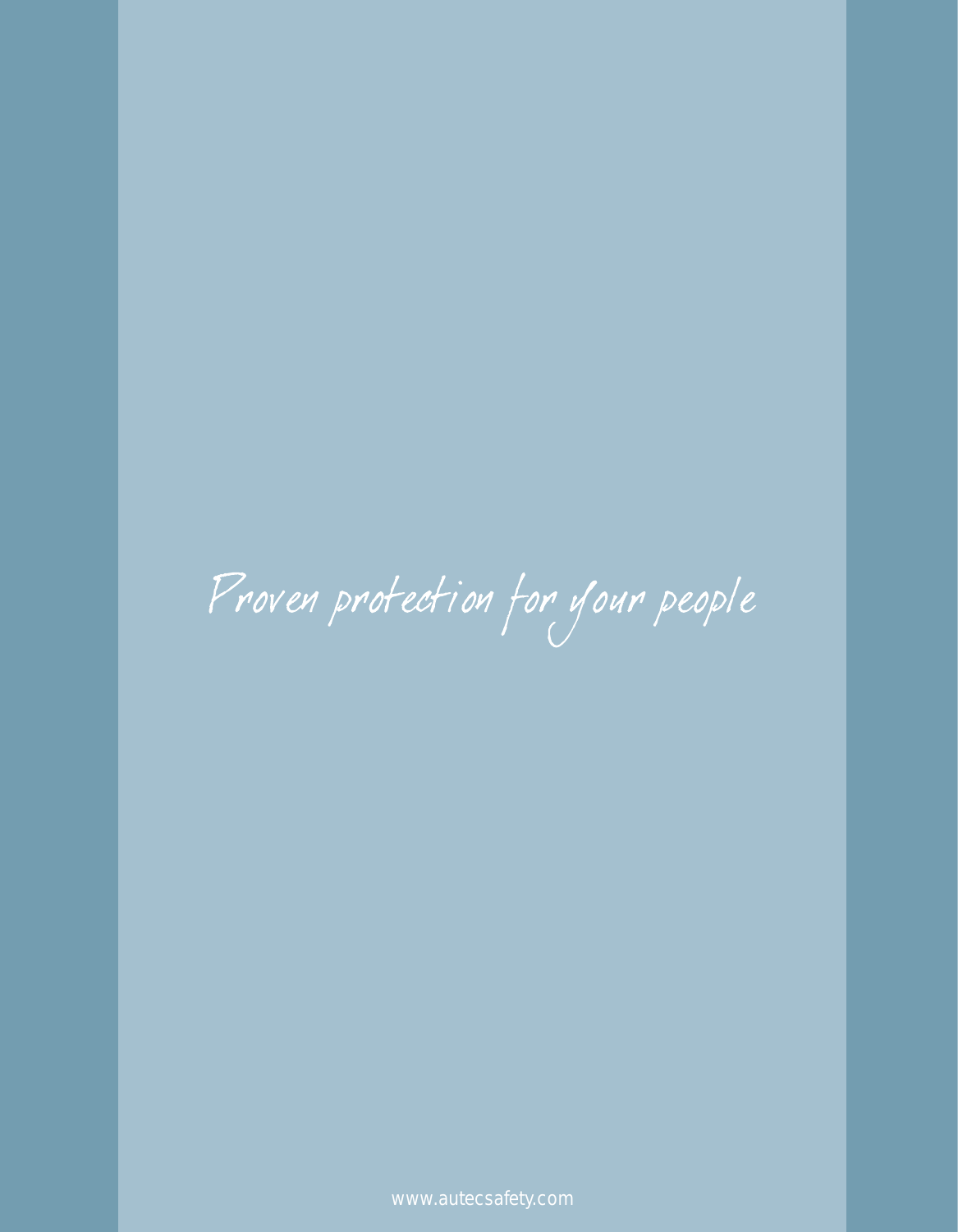*Proven protection for your people*

www.autecsafety.com